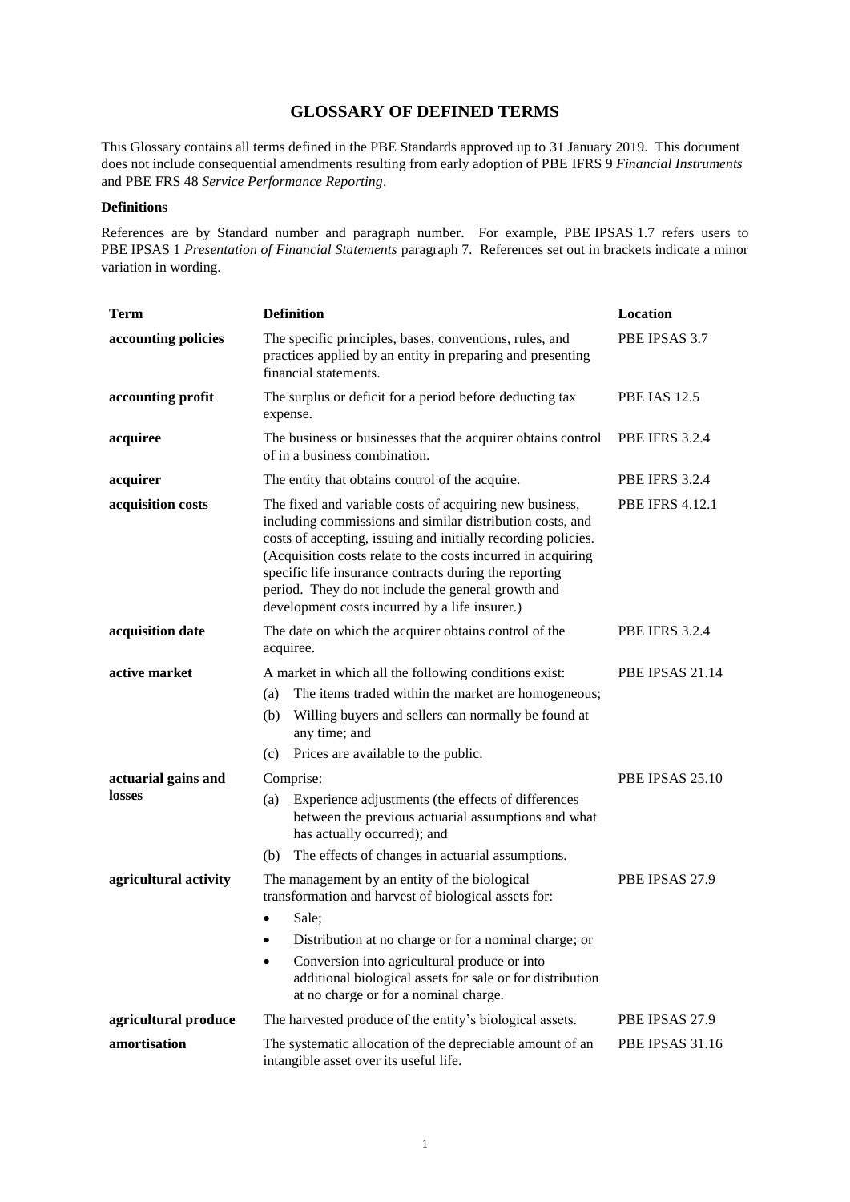# GLOSSARY OF DEFINED TERMS

This Glossary contains all terms defined in the PBE Standards approved up to 31 January 2019. This document does not include consequential amendments resulting from early adoption of PBE IFRS 9 *Financial Instruments* and PBE FRS 48 *Service Performance Reporting*.

**Definitions**

References are by Standard number and paragraph number. For example, PBE IPSAS 1.7 refers users to PBE IPSAS 1 *Presentation of Financial Statements* paragraph 7. References set out in brackets indicate a minor variation in wording.

| Term | Definition | Location |
|---|---|---|
| **accounting policies** | The specific principles, bases, conventions, rules, and practices applied by an entity in preparing and presenting financial statements. | PBE IPSAS 3.7 |
| **accounting profit** | The surplus or deficit for a period before deducting tax expense. | PBE IAS 12.5 |
| **acquiree** | The business or businesses that the acquirer obtains control of in a business combination. | PBE IFRS 3.2.4 |
| **acquirer** | The entity that obtains control of the acquire. | PBE IFRS 3.2.4 |
| **acquisition costs** | The fixed and variable costs of acquiring new business, including commissions and similar distribution costs, and costs of accepting, issuing and initially recording policies. (Acquisition costs relate to the costs incurred in acquiring specific life insurance contracts during the reporting period. They do not include the general growth and development costs incurred by a life insurer.) | PBE IFRS 4.12.1 |
| **acquisition date** | The date on which the acquirer obtains control of the acquiree. | PBE IFRS 3.2.4 |
| **active market** | A market in which all the following conditions exist:<br>(a) The items traded within the market are homogeneous;<br>(b) Willing buyers and sellers can normally be found at any time; and<br>(c) Prices are available to the public. | PBE IPSAS 21.14 |
| **actuarial gains and losses** | Comprise:<br>(a) Experience adjustments (the effects of differences between the previous actuarial assumptions and what has actually occurred); and<br>(b) The effects of changes in actuarial assumptions. | PBE IPSAS 25.10 |
| **agricultural activity** | The management by an entity of the biological transformation and harvest of biological assets for:<br>• Sale;<br>• Distribution at no charge or for a nominal charge; or<br>• Conversion into agricultural produce or into additional biological assets for sale or for distribution at no charge or for a nominal charge. | PBE IPSAS 27.9 |
| **agricultural produce** | The harvested produce of the entity's biological assets. | PBE IPSAS 27.9 |
| **amortisation** | The systematic allocation of the depreciable amount of an intangible asset over its useful life. | PBE IPSAS 31.16 |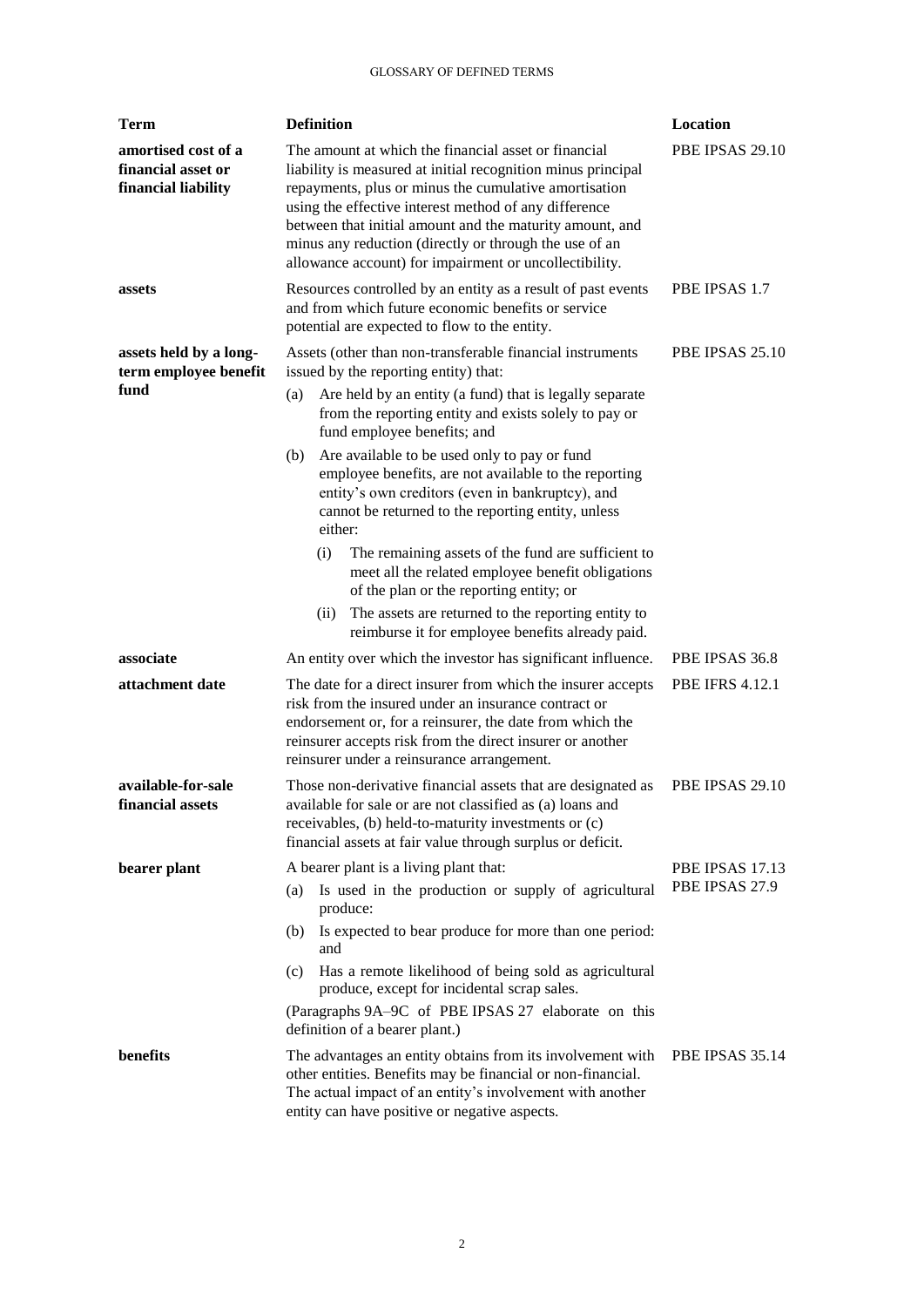| Term | Definition | Location |
|---|---|---|
| **amortised cost of a financial asset or financial liability** | The amount at which the financial asset or financial liability is measured at initial recognition minus principal repayments, plus or minus the cumulative amortisation using the effective interest method of any difference between that initial amount and the maturity amount, and minus any reduction (directly or through the use of an allowance account) for impairment or uncollectibility. | PBE IPSAS 29.10 |
| **assets** | Resources controlled by an entity as a result of past events and from which future economic benefits or service potential are expected to flow to the entity. | PBE IPSAS 1.7 |
| **assets held by a long-term employee benefit fund** | Assets (other than non-transferable financial instruments issued by the reporting entity) that:<br>(a) Are held by an entity (a fund) that is legally separate from the reporting entity and exists solely to pay or fund employee benefits; and<br>(b) Are available to be used only to pay or fund employee benefits, are not available to the reporting entity's own creditors (even in bankruptcy), and cannot be returned to the reporting entity, unless either:<br>(i) The remaining assets of the fund are sufficient to meet all the related employee benefit obligations of the plan or the reporting entity; or<br>(ii) The assets are returned to the reporting entity to reimburse it for employee benefits already paid. | PBE IPSAS 25.10 |
| **associate** | An entity over which the investor has significant influence. | PBE IPSAS 36.8 |
| **attachment date** | The date for a direct insurer from which the insurer accepts risk from the insured under an insurance contract or endorsement or, for a reinsurer, the date from which the reinsurer accepts risk from the direct insurer or another reinsurer under a reinsurance arrangement. | PBE IFRS 4.12.1 |
| **available-for-sale financial assets** | Those non-derivative financial assets that are designated as available for sale or are not classified as (a) loans and receivables, (b) held-to-maturity investments or (c) financial assets at fair value through surplus or deficit. | PBE IPSAS 29.10 |
| **bearer plant** | A bearer plant is a living plant that:<br>(a) Is used in the production or supply of agricultural produce:<br>(b) Is expected to bear produce for more than one period: and<br>(c) Has a remote likelihood of being sold as agricultural produce, except for incidental scrap sales.<br>(Paragraphs 9A–9C of PBE IPSAS 27 elaborate on this definition of a bearer plant.) | PBE IPSAS 17.13<br>PBE IPSAS 27.9 |
| **benefits** | The advantages an entity obtains from its involvement with other entities. Benefits may be financial or non-financial. The actual impact of an entity's involvement with another entity can have positive or negative aspects. | PBE IPSAS 35.14 |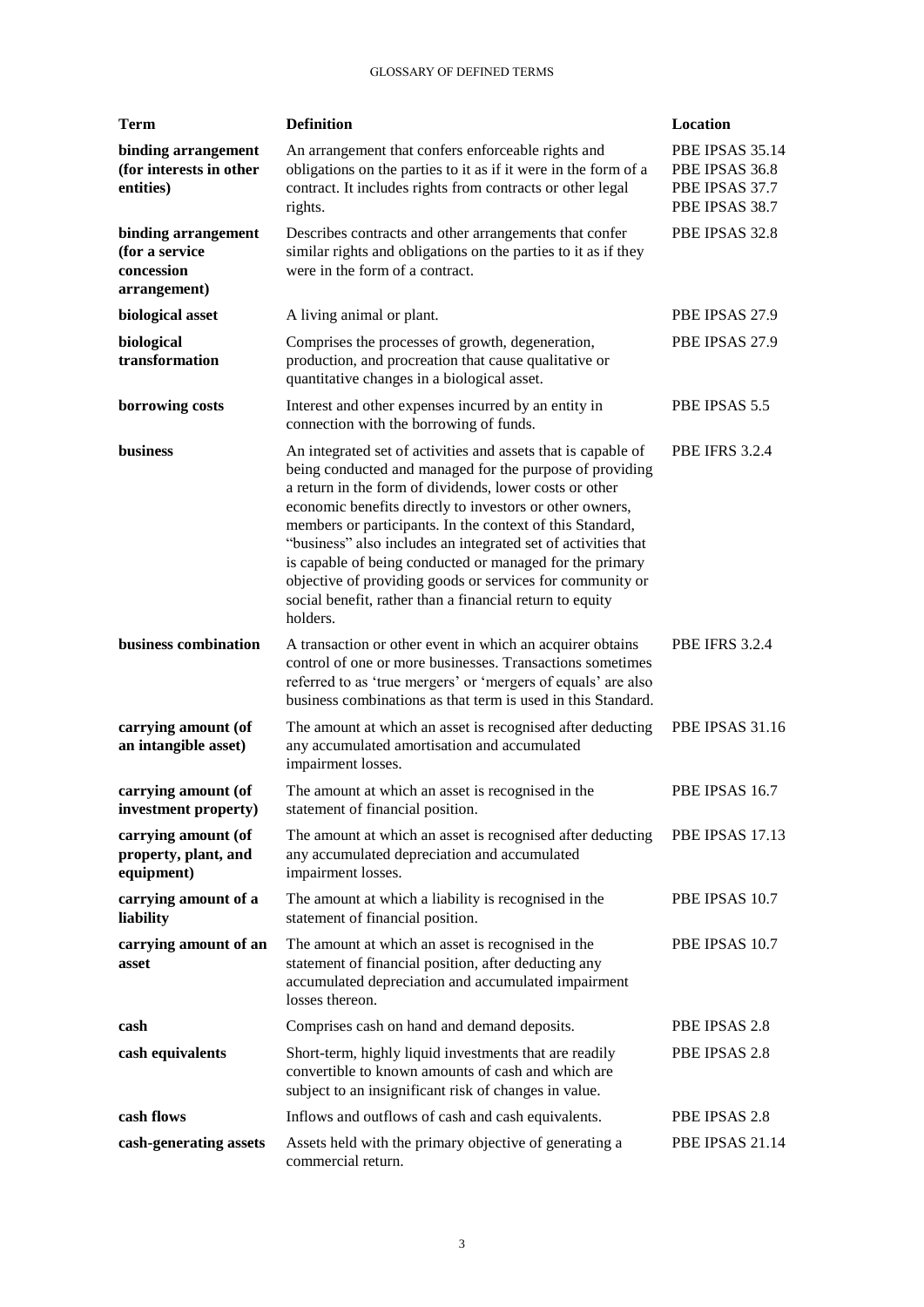| Term | Definition | Location |
| --- | --- | --- |
| **binding arrangement (for interests in other entities)** | An arrangement that confers enforceable rights and obligations on the parties to it as if it were in the form of a contract. It includes rights from contracts or other legal rights. | PBE IPSAS 35.14 PBE IPSAS 36.8 PBE IPSAS 37.7 PBE IPSAS 38.7 |
| **binding arrangement (for a service concession arrangement)** | Describes contracts and other arrangements that confer similar rights and obligations on the parties to it as if they were in the form of a contract. | PBE IPSAS 32.8 |
| **biological asset** | A living animal or plant. | PBE IPSAS 27.9 |
| **biological transformation** | Comprises the processes of growth, degeneration, production, and procreation that cause qualitative or quantitative changes in a biological asset. | PBE IPSAS 27.9 |
| **borrowing costs** | Interest and other expenses incurred by an entity in connection with the borrowing of funds. | PBE IPSAS 5.5 |
| **business** | An integrated set of activities and assets that is capable of being conducted and managed for the purpose of providing a return in the form of dividends, lower costs or other economic benefits directly to investors or other owners, members or participants. In the context of this Standard, "business" also includes an integrated set of activities that is capable of being conducted or managed for the primary objective of providing goods or services for community or social benefit, rather than a financial return to equity holders. | PBE IFRS 3.2.4 |
| **business combination** | A transaction or other event in which an acquirer obtains control of one or more businesses. Transactions sometimes referred to as 'true mergers' or 'mergers of equals' are also business combinations as that term is used in this Standard. | PBE IFRS 3.2.4 |
| **carrying amount (of an intangible asset)** | The amount at which an asset is recognised after deducting any accumulated amortisation and accumulated impairment losses. | PBE IPSAS 31.16 |
| **carrying amount (of investment property)** | The amount at which an asset is recognised in the statement of financial position. | PBE IPSAS 16.7 |
| **carrying amount (of property, plant, and equipment)** | The amount at which an asset is recognised after deducting any accumulated depreciation and accumulated impairment losses. | PBE IPSAS 17.13 |
| **carrying amount of a liability** | The amount at which a liability is recognised in the statement of financial position. | PBE IPSAS 10.7 |
| **carrying amount of an asset** | The amount at which an asset is recognised in the statement of financial position, after deducting any accumulated depreciation and accumulated impairment losses thereon. | PBE IPSAS 10.7 |
| **cash** | Comprises cash on hand and demand deposits. | PBE IPSAS 2.8 |
| **cash equivalents** | Short-term, highly liquid investments that are readily convertible to known amounts of cash and which are subject to an insignificant risk of changes in value. | PBE IPSAS 2.8 |
| **cash flows** | Inflows and outflows of cash and cash equivalents. | PBE IPSAS 2.8 |
| **cash-generating assets** | Assets held with the primary objective of generating a commercial return. | PBE IPSAS 21.14 |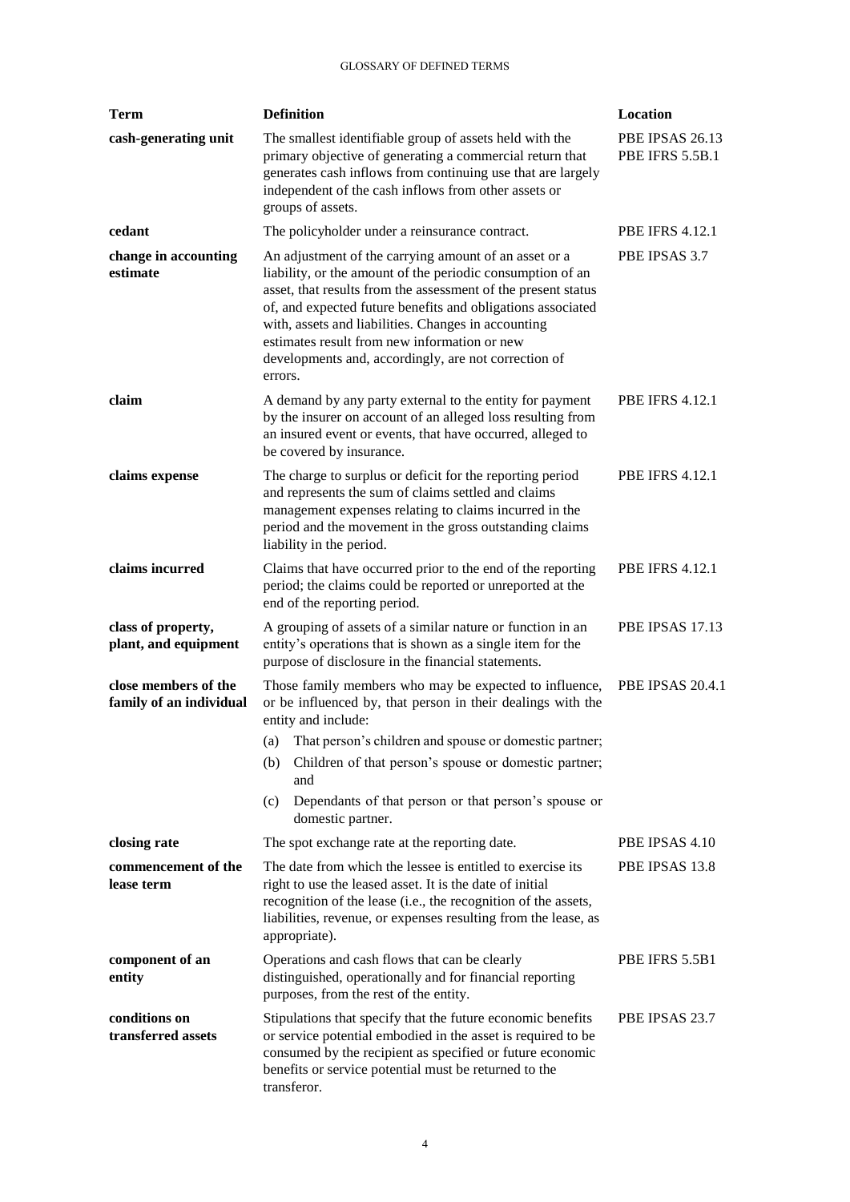| Term | Definition | Location |
|---|---|---|
| **cash-generating unit** | The smallest identifiable group of assets held with the primary objective of generating a commercial return that generates cash inflows from continuing use that are largely independent of the cash inflows from other assets or groups of assets. | PBE IPSAS 26.13 PBE IFRS 5.5B.1 |
| **cedant** | The policyholder under a reinsurance contract. | PBE IFRS 4.12.1 |
| **change in accounting estimate** | An adjustment of the carrying amount of an asset or a liability, or the amount of the periodic consumption of an asset, that results from the assessment of the present status of, and expected future benefits and obligations associated with, assets and liabilities. Changes in accounting estimates result from new information or new developments and, accordingly, are not correction of errors. | PBE IPSAS 3.7 |
| **claim** | A demand by any party external to the entity for payment by the insurer on account of an alleged loss resulting from an insured event or events, that have occurred, alleged to be covered by insurance. | PBE IFRS 4.12.1 |
| **claims expense** | The charge to surplus or deficit for the reporting period and represents the sum of claims settled and claims management expenses relating to claims incurred in the period and the movement in the gross outstanding claims liability in the period. | PBE IFRS 4.12.1 |
| **claims incurred** | Claims that have occurred prior to the end of the reporting period; the claims could be reported or unreported at the end of the reporting period. | PBE IFRS 4.12.1 |
| **class of property, plant, and equipment** | A grouping of assets of a similar nature or function in an entity's operations that is shown as a single item for the purpose of disclosure in the financial statements. | PBE IPSAS 17.13 |
| **close members of the family of an individual** | Those family members who may be expected to influence, or be influenced by, that person in their dealings with the entity and include:<br>(a) That person's children and spouse or domestic partner;<br>(b) Children of that person's spouse or domestic partner; and<br>(c) Dependants of that person or that person's spouse or domestic partner. | PBE IPSAS 20.4.1 |
| **closing rate** | The spot exchange rate at the reporting date. | PBE IPSAS 4.10 |
| **commencement of the lease term** | The date from which the lessee is entitled to exercise its right to use the leased asset. It is the date of initial recognition of the lease (i.e., the recognition of the assets, liabilities, revenue, or expenses resulting from the lease, as appropriate). | PBE IPSAS 13.8 |
| **component of an entity** | Operations and cash flows that can be clearly distinguished, operationally and for financial reporting purposes, from the rest of the entity. | PBE IFRS 5.5B1 |
| **conditions on transferred assets** | Stipulations that specify that the future economic benefits or service potential embodied in the asset is required to be consumed by the recipient as specified or future economic benefits or service potential must be returned to the transferor. | PBE IPSAS 23.7 |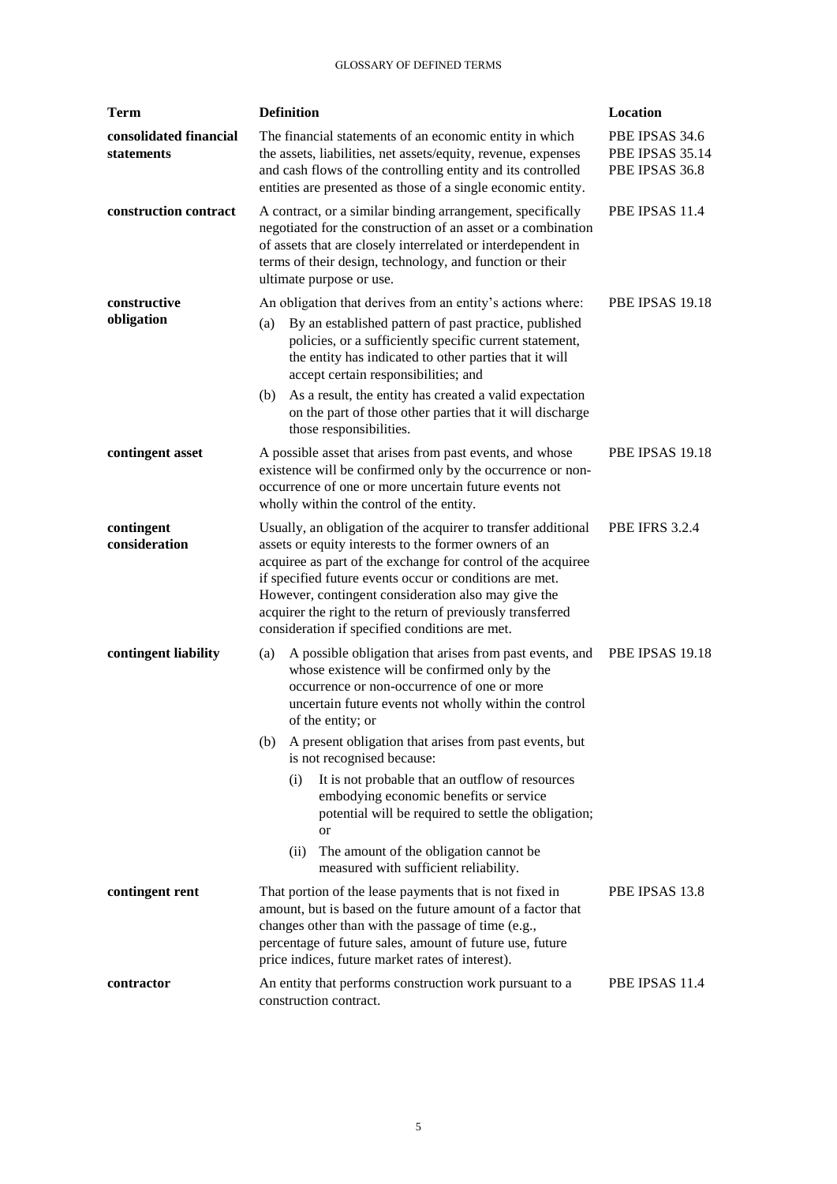| Term | Definition | Location |
|---|---|---|
| **consolidated financial statements** | The financial statements of an economic entity in which the assets, liabilities, net assets/equity, revenue, expenses and cash flows of the controlling entity and its controlled entities are presented as those of a single economic entity. | PBE IPSAS 34.6<br>PBE IPSAS 35.14<br>PBE IPSAS 36.8 |
| **construction contract** | A contract, or a similar binding arrangement, specifically negotiated for the construction of an asset or a combination of assets that are closely interrelated or interdependent in terms of their design, technology, and function or their ultimate purpose or use. | PBE IPSAS 11.4 |
| **constructive obligation** | An obligation that derives from an entity's actions where:<br>(a) By an established pattern of past practice, published policies, or a sufficiently specific current statement, the entity has indicated to other parties that it will accept certain responsibilities; and<br>(b) As a result, the entity has created a valid expectation on the part of those other parties that it will discharge those responsibilities. | PBE IPSAS 19.18 |
| **contingent asset** | A possible asset that arises from past events, and whose existence will be confirmed only by the occurrence or non-occurrence of one or more uncertain future events not wholly within the control of the entity. | PBE IPSAS 19.18 |
| **contingent consideration** | Usually, an obligation of the acquirer to transfer additional assets or equity interests to the former owners of an acquiree as part of the exchange for control of the acquiree if specified future events occur or conditions are met. However, contingent consideration also may give the acquirer the right to the return of previously transferred consideration if specified conditions are met. | PBE IFRS 3.2.4 |
| **contingent liability** | (a) A possible obligation that arises from past events, and whose existence will be confirmed only by the occurrence or non-occurrence of one or more uncertain future events not wholly within the control of the entity; or<br>(b) A present obligation that arises from past events, but is not recognised because:<br>(i) It is not probable that an outflow of resources embodying economic benefits or service potential will be required to settle the obligation; or<br>(ii) The amount of the obligation cannot be measured with sufficient reliability. | PBE IPSAS 19.18 |
| **contingent rent** | That portion of the lease payments that is not fixed in amount, but is based on the future amount of a factor that changes other than with the passage of time (e.g., percentage of future sales, amount of future use, future price indices, future market rates of interest). | PBE IPSAS 13.8 |
| **contractor** | An entity that performs construction work pursuant to a construction contract. | PBE IPSAS 11.4 |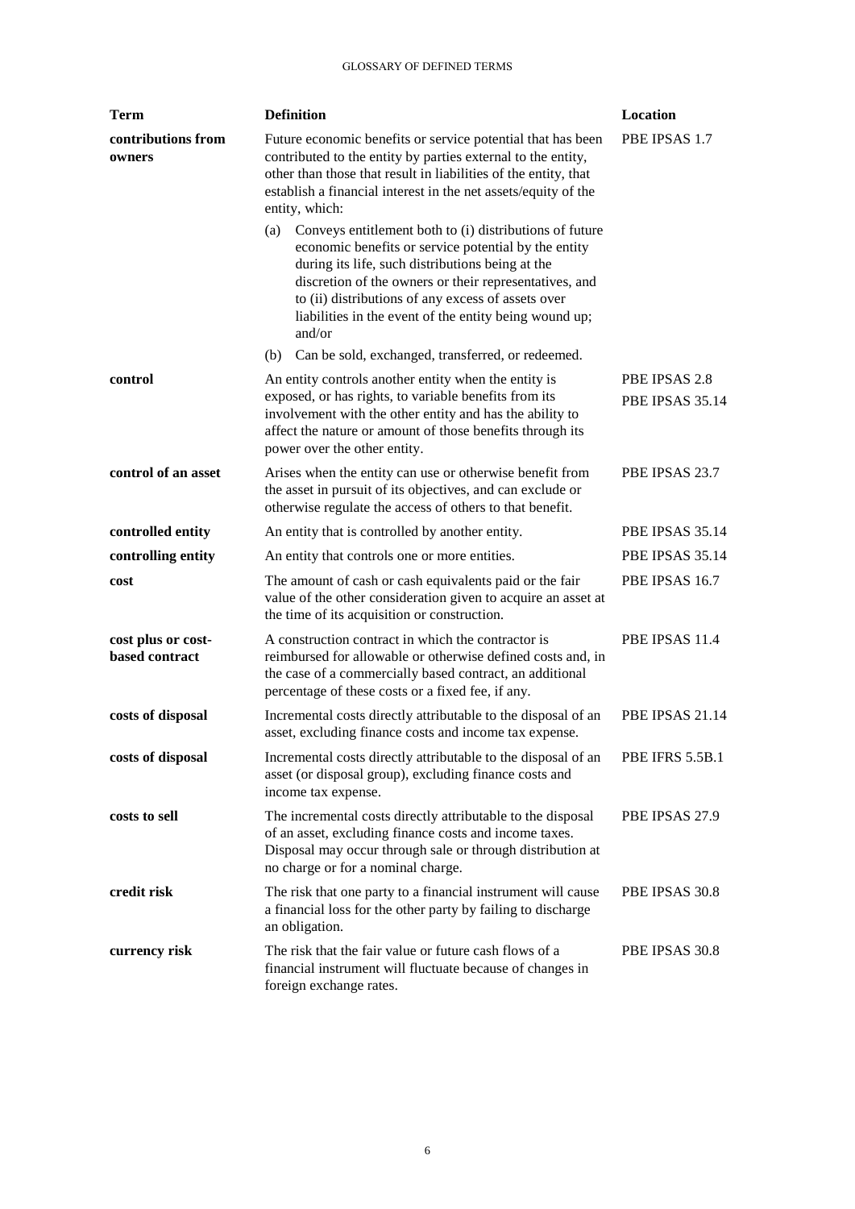| Term | Definition | Location |
|---|---|---|
| **contributions from owners** | Future economic benefits or service potential that has been contributed to the entity by parties external to the entity, other than those that result in liabilities of the entity, that establish a financial interest in the net assets/equity of the entity, which:<br>(a) Conveys entitlement both to (i) distributions of future economic benefits or service potential by the entity during its life, such distributions being at the discretion of the owners or their representatives, and to (ii) distributions of any excess of assets over liabilities in the event of the entity being wound up; and/or<br>(b) Can be sold, exchanged, transferred, or redeemed. | PBE IPSAS 1.7 |
| **control** | An entity controls another entity when the entity is exposed, or has rights, to variable benefits from its involvement with the other entity and has the ability to affect the nature or amount of those benefits through its power over the other entity. | PBE IPSAS 2.8<br>PBE IPSAS 35.14 |
| **control of an asset** | Arises when the entity can use or otherwise benefit from the asset in pursuit of its objectives, and can exclude or otherwise regulate the access of others to that benefit. | PBE IPSAS 23.7 |
| **controlled entity** | An entity that is controlled by another entity. | PBE IPSAS 35.14 |
| **controlling entity** | An entity that controls one or more entities. | PBE IPSAS 35.14 |
| **cost** | The amount of cash or cash equivalents paid or the fair value of the other consideration given to acquire an asset at the time of its acquisition or construction. | PBE IPSAS 16.7 |
| **cost plus or cost-based contract** | A construction contract in which the contractor is reimbursed for allowable or otherwise defined costs and, in the case of a commercially based contract, an additional percentage of these costs or a fixed fee, if any. | PBE IPSAS 11.4 |
| **costs of disposal** | Incremental costs directly attributable to the disposal of an asset, excluding finance costs and income tax expense. | PBE IPSAS 21.14 |
| **costs of disposal** | Incremental costs directly attributable to the disposal of an asset (or disposal group), excluding finance costs and income tax expense. | PBE IFRS 5.5B.1 |
| **costs to sell** | The incremental costs directly attributable to the disposal of an asset, excluding finance costs and income taxes. Disposal may occur through sale or through distribution at no charge or for a nominal charge. | PBE IPSAS 27.9 |
| **credit risk** | The risk that one party to a financial instrument will cause a financial loss for the other party by failing to discharge an obligation. | PBE IPSAS 30.8 |
| **currency risk** | The risk that the fair value or future cash flows of a financial instrument will fluctuate because of changes in foreign exchange rates. | PBE IPSAS 30.8 |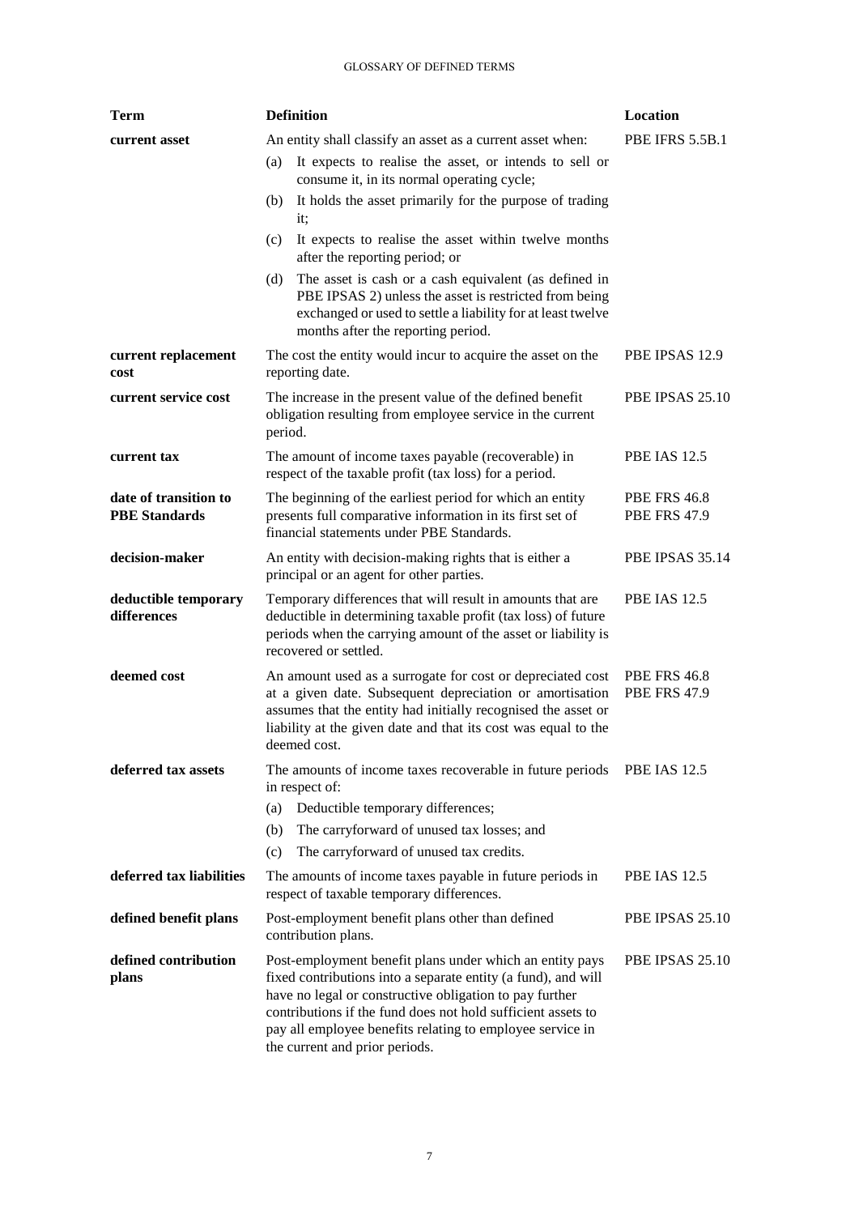| Term | Definition | Location |
|---|---|---|
| **current asset** | An entity shall classify an asset as a current asset when:<br>(a) It expects to realise the asset, or intends to sell or consume it, in its normal operating cycle;<br>(b) It holds the asset primarily for the purpose of trading it;<br>(c) It expects to realise the asset within twelve months after the reporting period; or<br>(d) The asset is cash or a cash equivalent (as defined in PBE IPSAS 2) unless the asset is restricted from being exchanged or used to settle a liability for at least twelve months after the reporting period. | PBE IFRS 5.5B.1 |
| **current replacement cost** | The cost the entity would incur to acquire the asset on the reporting date. | PBE IPSAS 12.9 |
| **current service cost** | The increase in the present value of the defined benefit obligation resulting from employee service in the current period. | PBE IPSAS 25.10 |
| **current tax** | The amount of income taxes payable (recoverable) in respect of the taxable profit (tax loss) for a period. | PBE IAS 12.5 |
| **date of transition to PBE Standards** | The beginning of the earliest period for which an entity presents full comparative information in its first set of financial statements under PBE Standards. | PBE FRS 46.8<br>PBE FRS 47.9 |
| **decision-maker** | An entity with decision-making rights that is either a principal or an agent for other parties. | PBE IPSAS 35.14 |
| **deductible temporary differences** | Temporary differences that will result in amounts that are deductible in determining taxable profit (tax loss) of future periods when the carrying amount of the asset or liability is recovered or settled. | PBE IAS 12.5 |
| **deemed cost** | An amount used as a surrogate for cost or depreciated cost at a given date. Subsequent depreciation or amortisation assumes that the entity had initially recognised the asset or liability at the given date and that its cost was equal to the deemed cost. | PBE FRS 46.8<br>PBE FRS 47.9 |
| **deferred tax assets** | The amounts of income taxes recoverable in future periods in respect of:<br>(a) Deductible temporary differences;<br>(b) The carryforward of unused tax losses; and<br>(c) The carryforward of unused tax credits. | PBE IAS 12.5 |
| **deferred tax liabilities** | The amounts of income taxes payable in future periods in respect of taxable temporary differences. | PBE IAS 12.5 |
| **defined benefit plans** | Post-employment benefit plans other than defined contribution plans. | PBE IPSAS 25.10 |
| **defined contribution plans** | Post-employment benefit plans under which an entity pays fixed contributions into a separate entity (a fund), and will have no legal or constructive obligation to pay further contributions if the fund does not hold sufficient assets to pay all employee benefits relating to employee service in the current and prior periods. | PBE IPSAS 25.10 |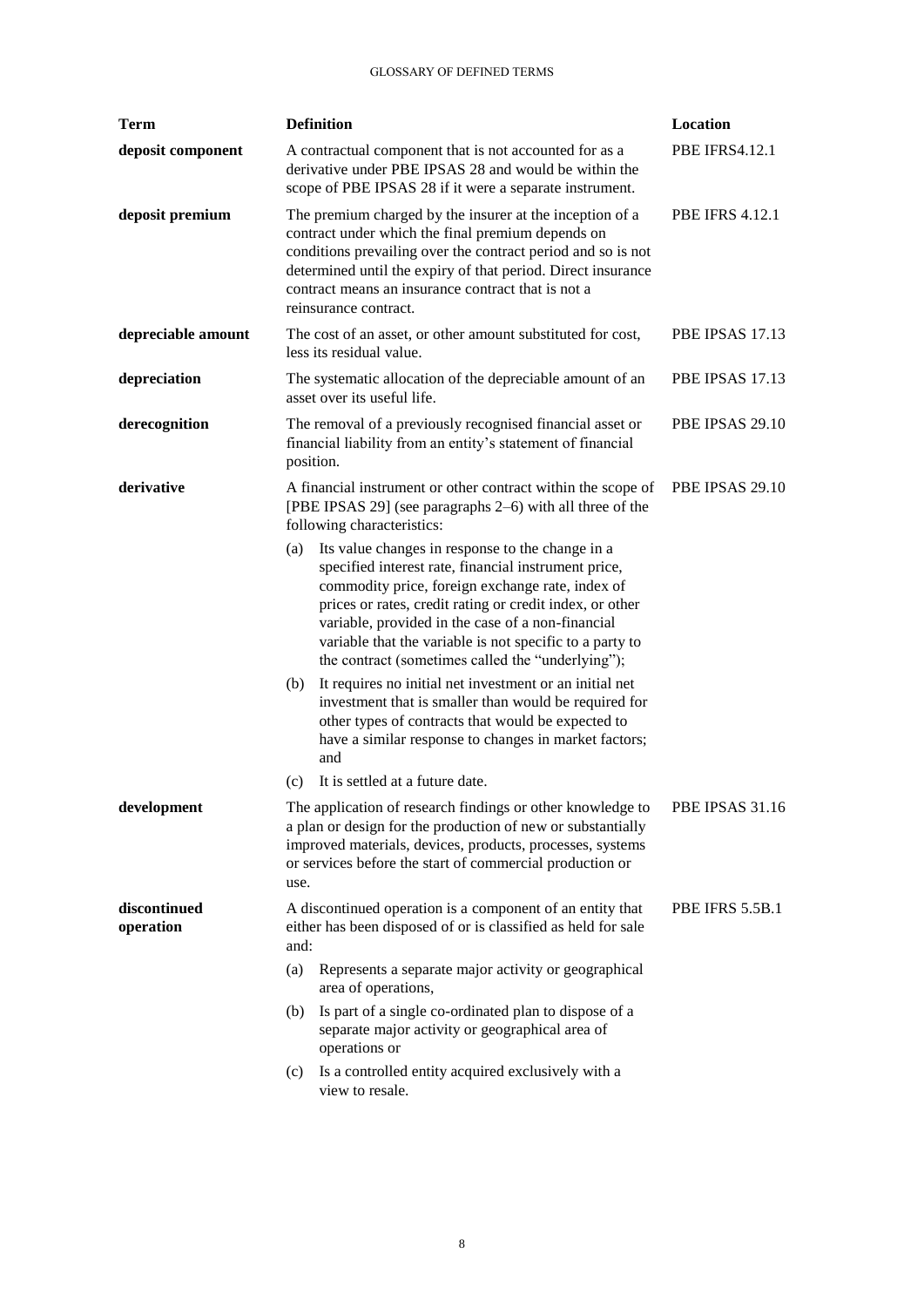| Term | Definition | Location |
| --- | --- | --- |
| **deposit component** | A contractual component that is not accounted for as a derivative under PBE IPSAS 28 and would be within the scope of PBE IPSAS 28 if it were a separate instrument. | PBE IFRS4.12.1 |
| **deposit premium** | The premium charged by the insurer at the inception of a contract under which the final premium depends on conditions prevailing over the contract period and so is not determined until the expiry of that period. Direct insurance contract means an insurance contract that is not a reinsurance contract. | PBE IFRS 4.12.1 |
| **depreciable amount** | The cost of an asset, or other amount substituted for cost, less its residual value. | PBE IPSAS 17.13 |
| **depreciation** | The systematic allocation of the depreciable amount of an asset over its useful life. | PBE IPSAS 17.13 |
| **derecognition** | The removal of a previously recognised financial asset or financial liability from an entity's statement of financial position. | PBE IPSAS 29.10 |
| **derivative** | A financial instrument or other contract within the scope of [PBE IPSAS 29] (see paragraphs 2–6) with all three of the following characteristics:<br>(a) Its value changes in response to the change in a specified interest rate, financial instrument price, commodity price, foreign exchange rate, index of prices or rates, credit rating or credit index, or other variable, provided in the case of a non-financial variable that the variable is not specific to a party to the contract (sometimes called the "underlying");<br>(b) It requires no initial net investment or an initial net investment that is smaller than would be required for other types of contracts that would be expected to have a similar response to changes in market factors; and<br>(c) It is settled at a future date. | PBE IPSAS 29.10 |
| **development** | The application of research findings or other knowledge to a plan or design for the production of new or substantially improved materials, devices, products, processes, systems or services before the start of commercial production or use. | PBE IPSAS 31.16 |
| **discontinued operation** | A discontinued operation is a component of an entity that either has been disposed of or is classified as held for sale and:<br>(a) Represents a separate major activity or geographical area of operations,<br>(b) Is part of a single co-ordinated plan to dispose of a separate major activity or geographical area of operations or<br>(c) Is a controlled entity acquired exclusively with a view to resale. | PBE IFRS 5.5B.1 |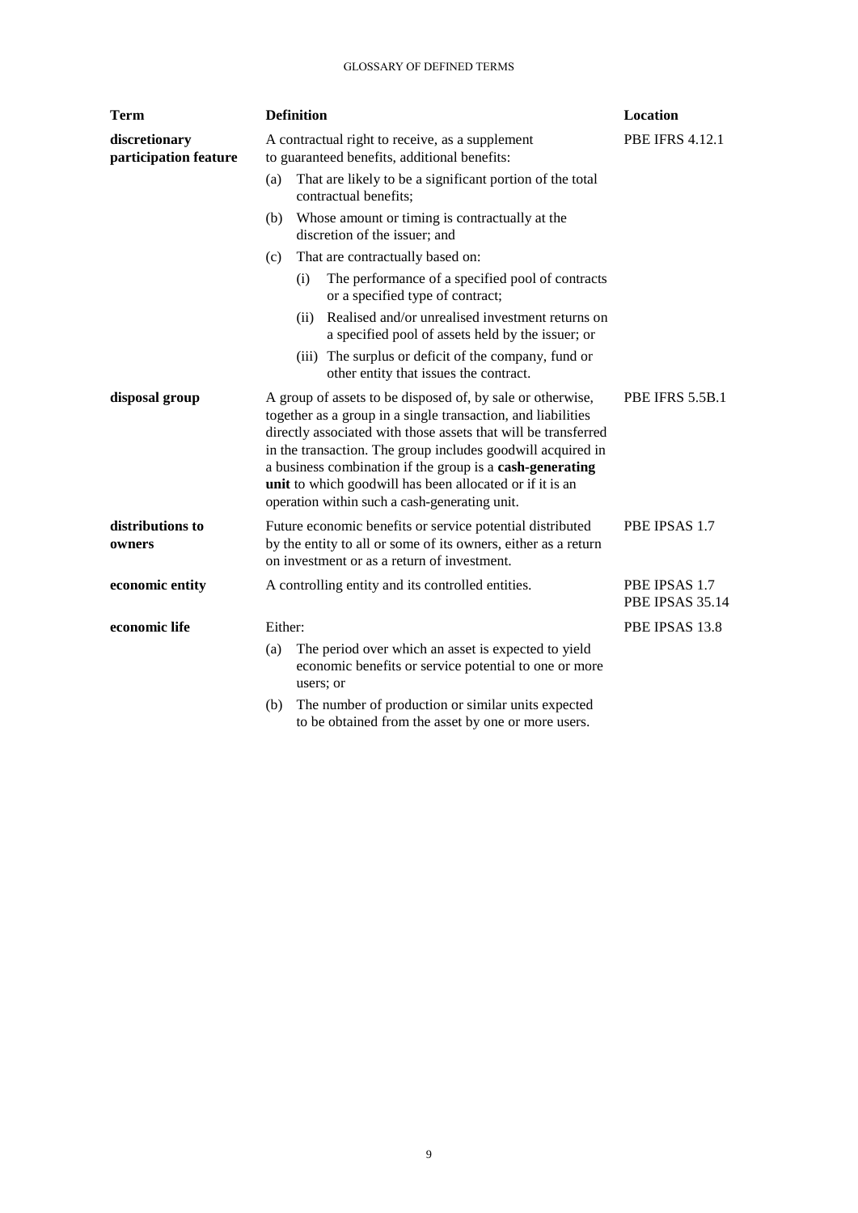| Term | Definition | Location |
| --- | --- | --- |
| **discretionary participation feature** | A contractual right to receive, as a supplement to guaranteed benefits, additional benefits:<br>(a) That are likely to be a significant portion of the total contractual benefits;<br>(b) Whose amount or timing is contractually at the discretion of the issuer; and<br>(c) That are contractually based on:<br>(i) The performance of a specified pool of contracts or a specified type of contract;<br>(ii) Realised and/or unrealised investment returns on a specified pool of assets held by the issuer; or<br>(iii) The surplus or deficit of the company, fund or other entity that issues the contract. | PBE IFRS 4.12.1 |
| **disposal group** | A group of assets to be disposed of, by sale or otherwise, together as a group in a single transaction, and liabilities directly associated with those assets that will be transferred in the transaction. The group includes goodwill acquired in a business combination if the group is a **cash-generating unit** to which goodwill has been allocated or if it is an operation within such a cash-generating unit. | PBE IFRS 5.5B.1 |
| **distributions to owners** | Future economic benefits or service potential distributed by the entity to all or some of its owners, either as a return on investment or as a return of investment. | PBE IPSAS 1.7 |
| **economic entity** | A controlling entity and its controlled entities. | PBE IPSAS 1.7<br>PBE IPSAS 35.14 |
| **economic life** | Either:<br>(a) The period over which an asset is expected to yield economic benefits or service potential to one or more users; or<br>(b) The number of production or similar units expected to be obtained from the asset by one or more users. | PBE IPSAS 13.8 |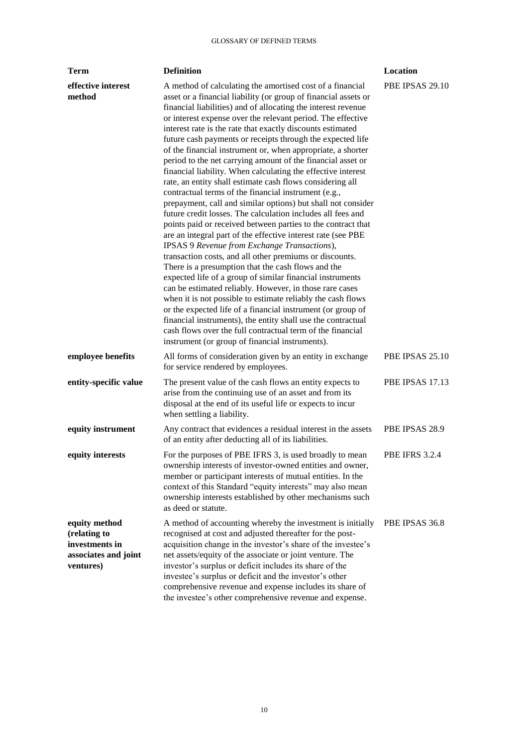| Term | Definition | Location |
|---|---|---|
| **effective interest method** | A method of calculating the amortised cost of a financial asset or a financial liability (or group of financial assets or financial liabilities) and of allocating the interest revenue or interest expense over the relevant period. The effective interest rate is the rate that exactly discounts estimated future cash payments or receipts through the expected life of the financial instrument or, when appropriate, a shorter period to the net carrying amount of the financial asset or financial liability. When calculating the effective interest rate, an entity shall estimate cash flows considering all contractual terms of the financial instrument (e.g., prepayment, call and similar options) but shall not consider future credit losses. The calculation includes all fees and points paid or received between parties to the contract that are an integral part of the effective interest rate (see PBE IPSAS 9 *Revenue from Exchange Transactions*), transaction costs, and all other premiums or discounts. There is a presumption that the cash flows and the expected life of a group of similar financial instruments can be estimated reliably. However, in those rare cases when it is not possible to estimate reliably the cash flows or the expected life of a financial instrument (or group of financial instruments), the entity shall use the contractual cash flows over the full contractual term of the financial instrument (or group of financial instruments). | PBE IPSAS 29.10 |
| **employee benefits** | All forms of consideration given by an entity in exchange for service rendered by employees. | PBE IPSAS 25.10 |
| **entity-specific value** | The present value of the cash flows an entity expects to arise from the continuing use of an asset and from its disposal at the end of its useful life or expects to incur when settling a liability. | PBE IPSAS 17.13 |
| **equity instrument** | Any contract that evidences a residual interest in the assets of an entity after deducting all of its liabilities. | PBE IPSAS 28.9 |
| **equity interests** | For the purposes of PBE IFRS 3, is used broadly to mean ownership interests of investor-owned entities and owner, member or participant interests of mutual entities. In the context of this Standard "equity interests" may also mean ownership interests established by other mechanisms such as deed or statute. | PBE IFRS 3.2.4 |
| **equity method (relating to investments in associates and joint ventures)** | A method of accounting whereby the investment is initially recognised at cost and adjusted thereafter for the post-acquisition change in the investor's share of the investee's net assets/equity of the associate or joint venture. The investor's surplus or deficit includes its share of the investee's surplus or deficit and the investor's other comprehensive revenue and expense includes its share of the investee's other comprehensive revenue and expense. | PBE IPSAS 36.8 |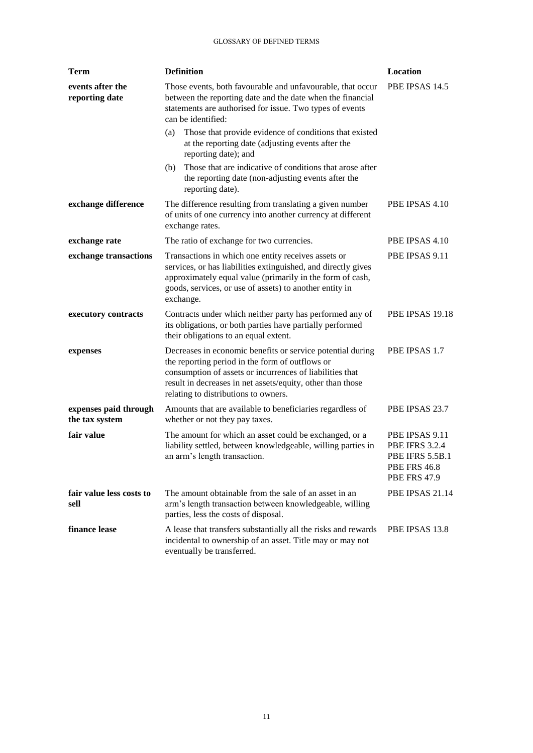| Term | Definition | Location |
|---|---|---|
| **events after the reporting date** | Those events, both favourable and unfavourable, that occur between the reporting date and the date when the financial statements are authorised for issue. Two types of events can be identified:<br>(a) Those that provide evidence of conditions that existed at the reporting date (adjusting events after the reporting date); and<br>(b) Those that are indicative of conditions that arose after the reporting date (non-adjusting events after the reporting date). | PBE IPSAS 14.5 |
| **exchange difference** | The difference resulting from translating a given number of units of one currency into another currency at different exchange rates. | PBE IPSAS 4.10 |
| **exchange rate** | The ratio of exchange for two currencies. | PBE IPSAS 4.10 |
| **exchange transactions** | Transactions in which one entity receives assets or services, or has liabilities extinguished, and directly gives approximately equal value (primarily in the form of cash, goods, services, or use of assets) to another entity in exchange. | PBE IPSAS 9.11 |
| **executory contracts** | Contracts under which neither party has performed any of its obligations, or both parties have partially performed their obligations to an equal extent. | PBE IPSAS 19.18 |
| **expenses** | Decreases in economic benefits or service potential during the reporting period in the form of outflows or consumption of assets or incurrences of liabilities that result in decreases in net assets/equity, other than those relating to distributions to owners. | PBE IPSAS 1.7 |
| **expenses paid through the tax system** | Amounts that are available to beneficiaries regardless of whether or not they pay taxes. | PBE IPSAS 23.7 |
| **fair value** | The amount for which an asset could be exchanged, or a liability settled, between knowledgeable, willing parties in an arm's length transaction. | PBE IPSAS 9.11<br>PBE IFRS 3.2.4<br>PBE IFRS 5.5B.1<br>PBE FRS 46.8<br>PBE FRS 47.9 |
| **fair value less costs to sell** | The amount obtainable from the sale of an asset in an arm's length transaction between knowledgeable, willing parties, less the costs of disposal. | PBE IPSAS 21.14 |
| **finance lease** | A lease that transfers substantially all the risks and rewards incidental to ownership of an asset. Title may or may not eventually be transferred. | PBE IPSAS 13.8 |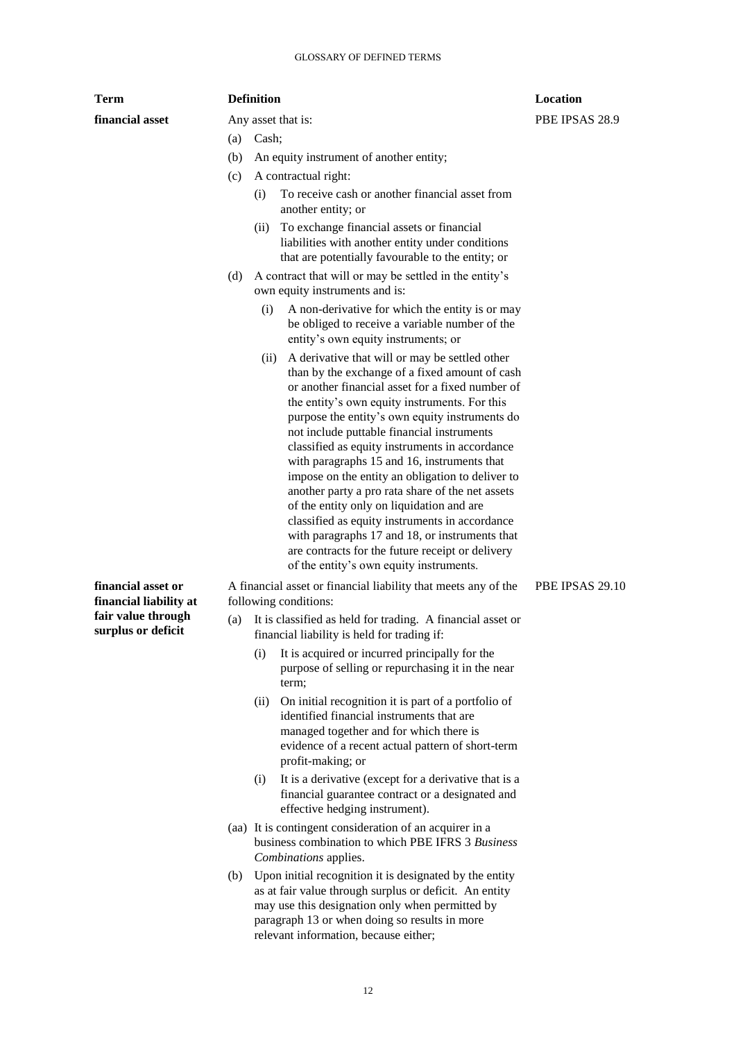| Term | Definition | Location |
|---|---|---|
| **financial asset** | Any asset that is:<br>(a) Cash;<br>(b) An equity instrument of another entity;<br>(c) A contractual right:<br>(i) To receive cash or another financial asset from another entity; or<br>(ii) To exchange financial assets or financial liabilities with another entity under conditions that are potentially favourable to the entity; or<br>(d) A contract that will or may be settled in the entity's own equity instruments and is:<br>(i) A non-derivative for which the entity is or may be obliged to receive a variable number of the entity's own equity instruments; or<br>(ii) A derivative that will or may be settled other than by the exchange of a fixed amount of cash or another financial asset for a fixed number of the entity's own equity instruments. For this purpose the entity's own equity instruments do not include puttable financial instruments classified as equity instruments in accordance with paragraphs 15 and 16, instruments that impose on the entity an obligation to deliver to another party a pro rata share of the net assets of the entity only on liquidation and are classified as equity instruments in accordance with paragraphs 17 and 18, or instruments that are contracts for the future receipt or delivery of the entity's own equity instruments. | PBE IPSAS 28.9 |
| **financial asset or financial liability at fair value through surplus or deficit** | A financial asset or financial liability that meets any of the following conditions:<br>(a) It is classified as held for trading. A financial asset or financial liability is held for trading if:<br>(i) It is acquired or incurred principally for the purpose of selling or repurchasing it in the near term;<br>(ii) On initial recognition it is part of a portfolio of identified financial instruments that are managed together and for which there is evidence of a recent actual pattern of short-term profit-making; or<br>(i) It is a derivative (except for a derivative that is a financial guarantee contract or a designated and effective hedging instrument).<br>(aa) It is contingent consideration of an acquirer in a business combination to which PBE IFRS 3 *Business Combinations* applies.<br>(b) Upon initial recognition it is designated by the entity as at fair value through surplus or deficit. An entity may use this designation only when permitted by paragraph 13 or when doing so results in more relevant information, because either; | PBE IPSAS 29.10 |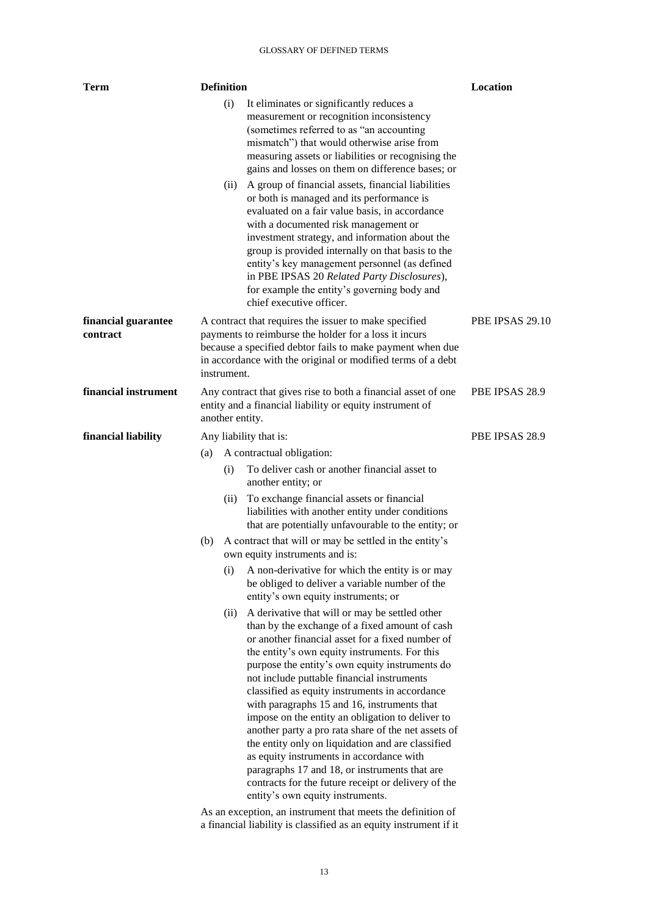| Term | Definition | Location |
|---|---|---|
| | (i) It eliminates or significantly reduces a measurement or recognition inconsistency (sometimes referred to as "an accounting mismatch") that would otherwise arise from measuring assets or liabilities or recognising the gains and losses on them on difference bases; or<br><br>(ii) A group of financial assets, financial liabilities or both is managed and its performance is evaluated on a fair value basis, in accordance with a documented risk management or investment strategy, and information about the group is provided internally on that basis to the entity's key management personnel (as defined in PBE IPSAS 20 *Related Party Disclosures*), for example the entity's governing body and chief executive officer. | |
| **financial guarantee contract** | A contract that requires the issuer to make specified payments to reimburse the holder for a loss it incurs because a specified debtor fails to make payment when due in accordance with the original or modified terms of a debt instrument. | PBE IPSAS 29.10 |
| **financial instrument** | Any contract that gives rise to both a financial asset of one entity and a financial liability or equity instrument of another entity. | PBE IPSAS 28.9 |
| **financial liability** | Any liability that is:<br><br>(a) A contractual obligation:<br><br>(i) To deliver cash or another financial asset to another entity; or<br><br>(ii) To exchange financial assets or financial liabilities with another entity under conditions that are potentially unfavourable to the entity; or<br><br>(b) A contract that will or may be settled in the entity's own equity instruments and is:<br><br>(i) A non-derivative for which the entity is or may be obliged to deliver a variable number of the entity's own equity instruments; or<br><br>(ii) A derivative that will or may be settled other than by the exchange of a fixed amount of cash or another financial asset for a fixed number of the entity's own equity instruments. For this purpose the entity's own equity instruments do not include puttable financial instruments classified as equity instruments in accordance with paragraphs 15 and 16, instruments that impose on the entity an obligation to deliver to another party a pro rata share of the net assets of the entity only on liquidation and are classified as equity instruments in accordance with paragraphs 17 and 18, or instruments that are contracts for the future receipt or delivery of the entity's own equity instruments.<br><br>As an exception, an instrument that meets the definition of a financial liability is classified as an equity instrument if it | PBE IPSAS 28.9 |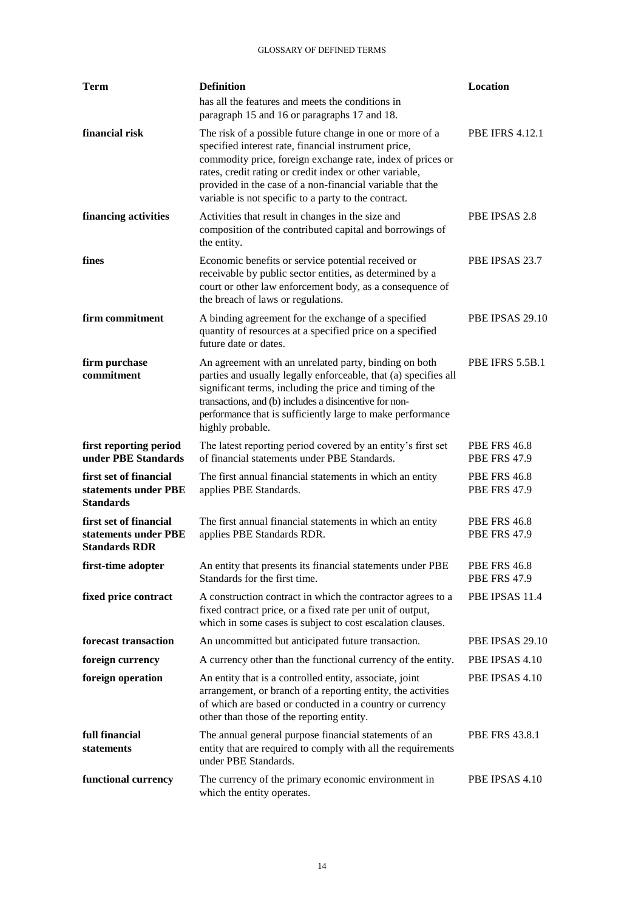| Term | Definition | Location |
|---|---|---|
| | has all the features and meets the conditions in paragraph 15 and 16 or paragraphs 17 and 18. | |
| **financial risk** | The risk of a possible future change in one or more of a specified interest rate, financial instrument price, commodity price, foreign exchange rate, index of prices or rates, credit rating or credit index or other variable, provided in the case of a non-financial variable that the variable is not specific to a party to the contract. | PBE IFRS 4.12.1 |
| **financing activities** | Activities that result in changes in the size and composition of the contributed capital and borrowings of the entity. | PBE IPSAS 2.8 |
| **fines** | Economic benefits or service potential received or receivable by public sector entities, as determined by a court or other law enforcement body, as a consequence of the breach of laws or regulations. | PBE IPSAS 23.7 |
| **firm commitment** | A binding agreement for the exchange of a specified quantity of resources at a specified price on a specified future date or dates. | PBE IPSAS 29.10 |
| **firm purchase commitment** | An agreement with an unrelated party, binding on both parties and usually legally enforceable, that (a) specifies all significant terms, including the price and timing of the transactions, and (b) includes a disincentive for non-performance that is sufficiently large to make performance highly probable. | PBE IFRS 5.5B.1 |
| **first reporting period under PBE Standards** | The latest reporting period covered by an entity's first set of financial statements under PBE Standards. | PBE FRS 46.8<br>PBE FRS 47.9 |
| **first set of financial statements under PBE Standards** | The first annual financial statements in which an entity applies PBE Standards. | PBE FRS 46.8<br>PBE FRS 47.9 |
| **first set of financial statements under PBE Standards RDR** | The first annual financial statements in which an entity applies PBE Standards RDR. | PBE FRS 46.8<br>PBE FRS 47.9 |
| **first-time adopter** | An entity that presents its financial statements under PBE Standards for the first time. | PBE FRS 46.8<br>PBE FRS 47.9 |
| **fixed price contract** | A construction contract in which the contractor agrees to a fixed contract price, or a fixed rate per unit of output, which in some cases is subject to cost escalation clauses. | PBE IPSAS 11.4 |
| **forecast transaction** | An uncommitted but anticipated future transaction. | PBE IPSAS 29.10 |
| **foreign currency** | A currency other than the functional currency of the entity. | PBE IPSAS 4.10 |
| **foreign operation** | An entity that is a controlled entity, associate, joint arrangement, or branch of a reporting entity, the activities of which are based or conducted in a country or currency other than those of the reporting entity. | PBE IPSAS 4.10 |
| **full financial statements** | The annual general purpose financial statements of an entity that are required to comply with all the requirements under PBE Standards. | PBE FRS 43.8.1 |
| **functional currency** | The currency of the primary economic environment in which the entity operates. | PBE IPSAS 4.10 |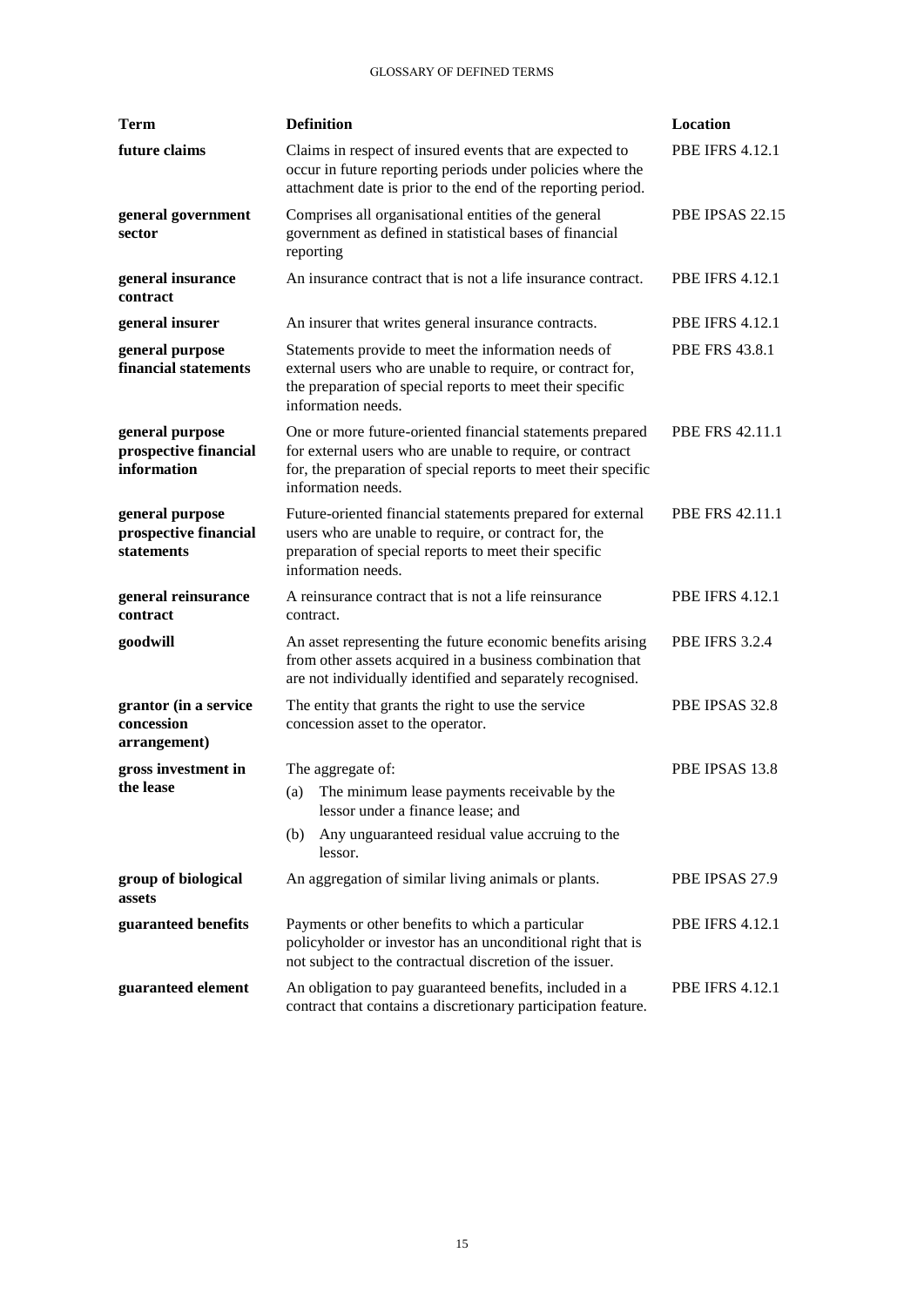| Term | Definition | Location |
|---|---|---|
| **future claims** | Claims in respect of insured events that are expected to occur in future reporting periods under policies where the attachment date is prior to the end of the reporting period. | PBE IFRS 4.12.1 |
| **general government sector** | Comprises all organisational entities of the general government as defined in statistical bases of financial reporting | PBE IPSAS 22.15 |
| **general insurance contract** | An insurance contract that is not a life insurance contract. | PBE IFRS 4.12.1 |
| **general insurer** | An insurer that writes general insurance contracts. | PBE IFRS 4.12.1 |
| **general purpose financial statements** | Statements provide to meet the information needs of external users who are unable to require, or contract for, the preparation of special reports to meet their specific information needs. | PBE FRS 43.8.1 |
| **general purpose prospective financial information** | One or more future-oriented financial statements prepared for external users who are unable to require, or contract for, the preparation of special reports to meet their specific information needs. | PBE FRS 42.11.1 |
| **general purpose prospective financial statements** | Future-oriented financial statements prepared for external users who are unable to require, or contract for, the preparation of special reports to meet their specific information needs. | PBE FRS 42.11.1 |
| **general reinsurance contract** | A reinsurance contract that is not a life reinsurance contract. | PBE IFRS 4.12.1 |
| **goodwill** | An asset representing the future economic benefits arising from other assets acquired in a business combination that are not individually identified and separately recognised. | PBE IFRS 3.2.4 |
| **grantor (in a service concession arrangement)** | The entity that grants the right to use the service concession asset to the operator. | PBE IPSAS 32.8 |
| **gross investment in the lease** | The aggregate of:<br>(a) The minimum lease payments receivable by the lessor under a finance lease; and<br>(b) Any unguaranteed residual value accruing to the lessor. | PBE IPSAS 13.8 |
| **group of biological assets** | An aggregation of similar living animals or plants. | PBE IPSAS 27.9 |
| **guaranteed benefits** | Payments or other benefits to which a particular policyholder or investor has an unconditional right that is not subject to the contractual discretion of the issuer. | PBE IFRS 4.12.1 |
| **guaranteed element** | An obligation to pay guaranteed benefits, included in a contract that contains a discretionary participation feature. | PBE IFRS 4.12.1 |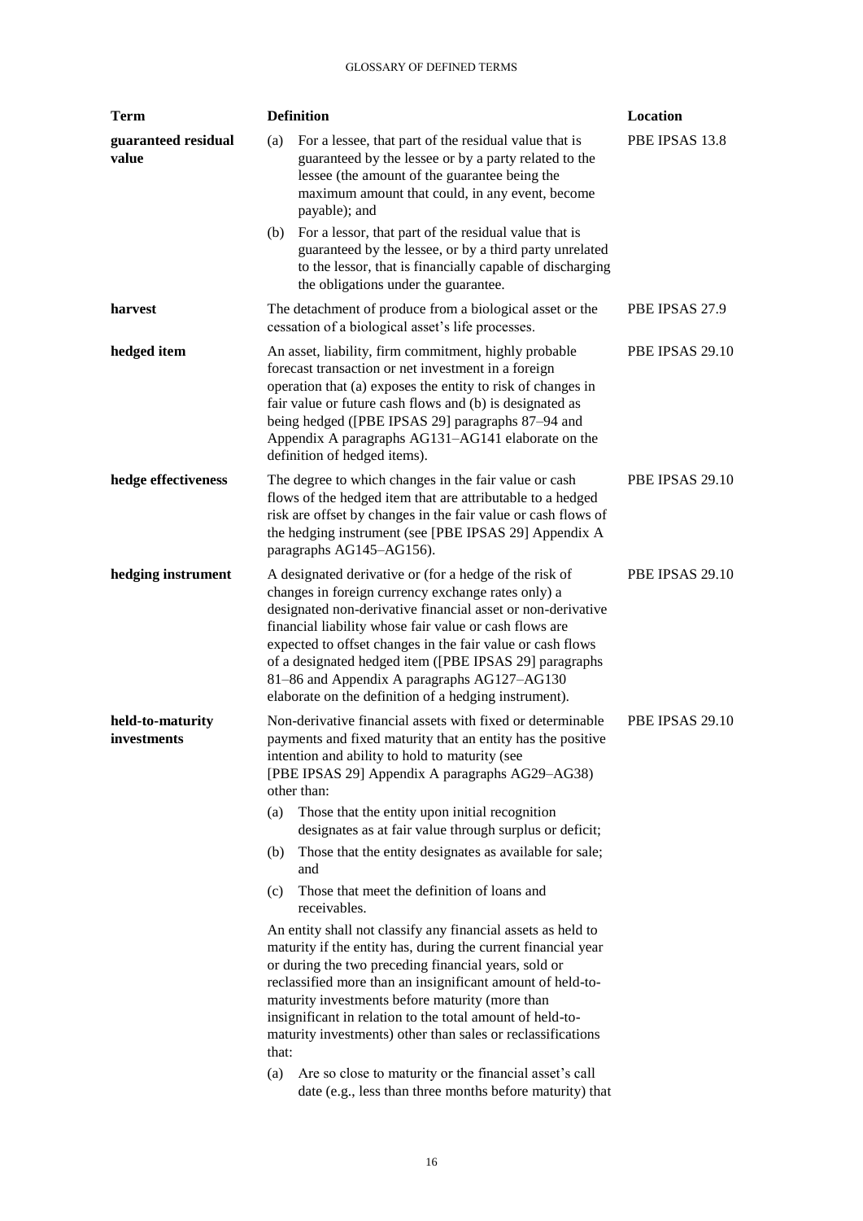| Term | Definition | Location |
|---|---|---|
| **guaranteed residual value** | (a) For a lessee, that part of the residual value that is guaranteed by the lessee or by a party related to the lessee (the amount of the guarantee being the maximum amount that could, in any event, become payable); and<br>(b) For a lessor, that part of the residual value that is guaranteed by the lessee, or by a third party unrelated to the lessor, that is financially capable of discharging the obligations under the guarantee. | PBE IPSAS 13.8 |
| **harvest** | The detachment of produce from a biological asset or the cessation of a biological asset's life processes. | PBE IPSAS 27.9 |
| **hedged item** | An asset, liability, firm commitment, highly probable forecast transaction or net investment in a foreign operation that (a) exposes the entity to risk of changes in fair value or future cash flows and (b) is designated as being hedged ([PBE IPSAS 29] paragraphs 87–94 and Appendix A paragraphs AG131–AG141 elaborate on the definition of hedged items). | PBE IPSAS 29.10 |
| **hedge effectiveness** | The degree to which changes in the fair value or cash flows of the hedged item that are attributable to a hedged risk are offset by changes in the fair value or cash flows of the hedging instrument (see [PBE IPSAS 29] Appendix A paragraphs AG145–AG156). | PBE IPSAS 29.10 |
| **hedging instrument** | A designated derivative or (for a hedge of the risk of changes in foreign currency exchange rates only) a designated non-derivative financial asset or non-derivative financial liability whose fair value or cash flows are expected to offset changes in the fair value or cash flows of a designated hedged item ([PBE IPSAS 29] paragraphs 81–86 and Appendix A paragraphs AG127–AG130 elaborate on the definition of a hedging instrument). | PBE IPSAS 29.10 |
| **held-to-maturity investments** | Non-derivative financial assets with fixed or determinable payments and fixed maturity that an entity has the positive intention and ability to hold to maturity (see [PBE IPSAS 29] Appendix A paragraphs AG29–AG38) other than:<br>(a) Those that the entity upon initial recognition designates as at fair value through surplus or deficit;<br>(b) Those that the entity designates as available for sale; and<br>(c) Those that meet the definition of loans and receivables.<br>An entity shall not classify any financial assets as held to maturity if the entity has, during the current financial year or during the two preceding financial years, sold or reclassified more than an insignificant amount of held-to-maturity investments before maturity (more than insignificant in relation to the total amount of held-to-maturity investments) other than sales or reclassifications that:<br>(a) Are so close to maturity or the financial asset's call date (e.g., less than three months before maturity) that | PBE IPSAS 29.10 |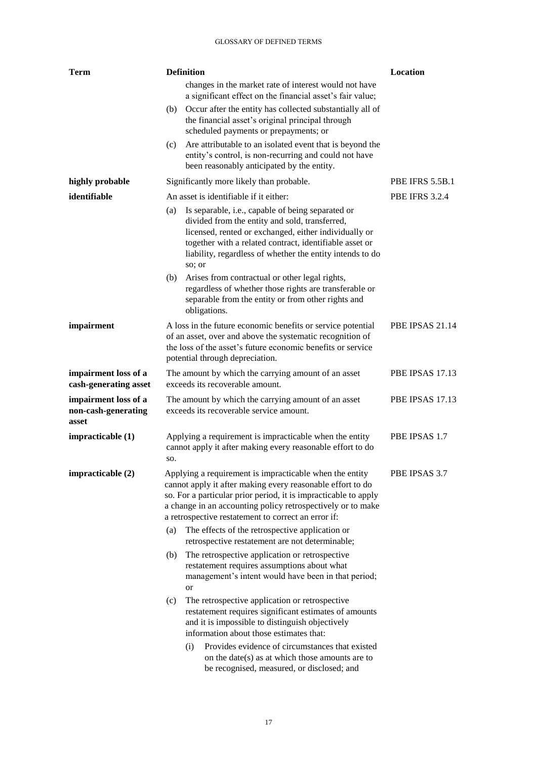| Term | Definition | Location |
|---|---|---|
| | changes in the market rate of interest would not have a significant effect on the financial asset's fair value;<br>(b) Occur after the entity has collected substantially all of the financial asset's original principal through scheduled payments or prepayments; or<br>(c) Are attributable to an isolated event that is beyond the entity's control, is non-recurring and could not have been reasonably anticipated by the entity. | |
| **highly probable** | Significantly more likely than probable. | PBE IFRS 5.5B.1 |
| **identifiable** | An asset is identifiable if it either:<br>(a) Is separable, i.e., capable of being separated or divided from the entity and sold, transferred, licensed, rented or exchanged, either individually or together with a related contract, identifiable asset or liability, regardless of whether the entity intends to do so; or<br>(b) Arises from contractual or other legal rights, regardless of whether those rights are transferable or separable from the entity or from other rights and obligations. | PBE IFRS 3.2.4 |
| **impairment** | A loss in the future economic benefits or service potential of an asset, over and above the systematic recognition of the loss of the asset's future economic benefits or service potential through depreciation. | PBE IPSAS 21.14 |
| **impairment loss of a cash-generating asset** | The amount by which the carrying amount of an asset exceeds its recoverable amount. | PBE IPSAS 17.13 |
| **impairment loss of a non-cash-generating asset** | The amount by which the carrying amount of an asset exceeds its recoverable service amount. | PBE IPSAS 17.13 |
| **impracticable (1)** | Applying a requirement is impracticable when the entity cannot apply it after making every reasonable effort to do so. | PBE IPSAS 1.7 |
| **impracticable (2)** | Applying a requirement is impracticable when the entity cannot apply it after making every reasonable effort to do so. For a particular prior period, it is impracticable to apply a change in an accounting policy retrospectively or to make a retrospective restatement to correct an error if:<br>(a) The effects of the retrospective application or retrospective restatement are not determinable;<br>(b) The retrospective application or retrospective restatement requires assumptions about what management's intent would have been in that period; or<br>(c) The retrospective application or retrospective restatement requires significant estimates of amounts and it is impossible to distinguish objectively information about those estimates that:<br>(i) Provides evidence of circumstances that existed on the date(s) as at which those amounts are to be recognised, measured, or disclosed; and | PBE IPSAS 3.7 |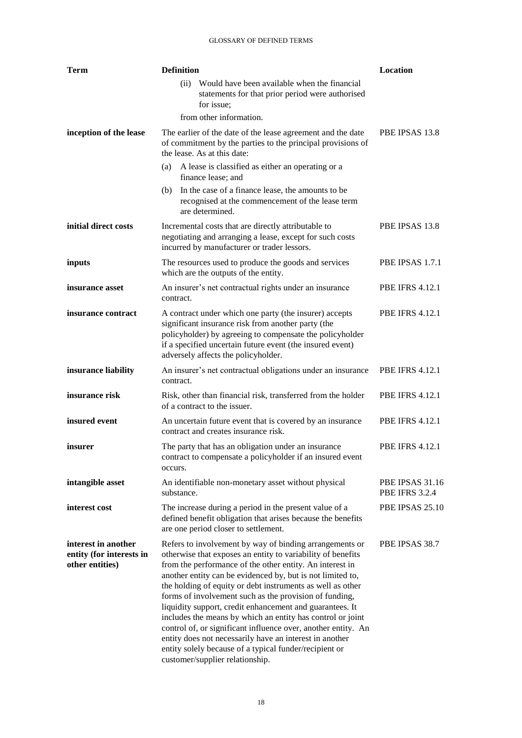| Term | Definition | Location |
|---|---|---|
| | (ii) Would have been available when the financial statements for that prior period were authorised for issue;<br>from other information. | |
| **inception of the lease** | The earlier of the date of the lease agreement and the date of commitment by the parties to the principal provisions of the lease. As at this date:<br>(a) A lease is classified as either an operating or a finance lease; and<br>(b) In the case of a finance lease, the amounts to be recognised at the commencement of the lease term are determined. | PBE IPSAS 13.8 |
| **initial direct costs** | Incremental costs that are directly attributable to negotiating and arranging a lease, except for such costs incurred by manufacturer or trader lessors. | PBE IPSAS 13.8 |
| **inputs** | The resources used to produce the goods and services which are the outputs of the entity. | PBE IPSAS 1.7.1 |
| **insurance asset** | An insurer's net contractual rights under an insurance contract. | PBE IFRS 4.12.1 |
| **insurance contract** | A contract under which one party (the insurer) accepts significant insurance risk from another party (the policyholder) by agreeing to compensate the policyholder if a specified uncertain future event (the insured event) adversely affects the policyholder. | PBE IFRS 4.12.1 |
| **insurance liability** | An insurer's net contractual obligations under an insurance contract. | PBE IFRS 4.12.1 |
| **insurance risk** | Risk, other than financial risk, transferred from the holder of a contract to the issuer. | PBE IFRS 4.12.1 |
| **insured event** | An uncertain future event that is covered by an insurance contract and creates insurance risk. | PBE IFRS 4.12.1 |
| **insurer** | The party that has an obligation under an insurance contract to compensate a policyholder if an insured event occurs. | PBE IFRS 4.12.1 |
| **intangible asset** | An identifiable non-monetary asset without physical substance. | PBE IPSAS 31.16<br>PBE IFRS 3.2.4 |
| **interest cost** | The increase during a period in the present value of a defined benefit obligation that arises because the benefits are one period closer to settlement. | PBE IPSAS 25.10 |
| **interest in another entity (for interests in other entities)** | Refers to involvement by way of binding arrangements or otherwise that exposes an entity to variability of benefits from the performance of the other entity. An interest in another entity can be evidenced by, but is not limited to, the holding of equity or debt instruments as well as other forms of involvement such as the provision of funding, liquidity support, credit enhancement and guarantees. It includes the means by which an entity has control or joint control of, or significant influence over, another entity. An entity does not necessarily have an interest in another entity solely because of a typical funder/recipient or customer/supplier relationship. | PBE IPSAS 38.7 |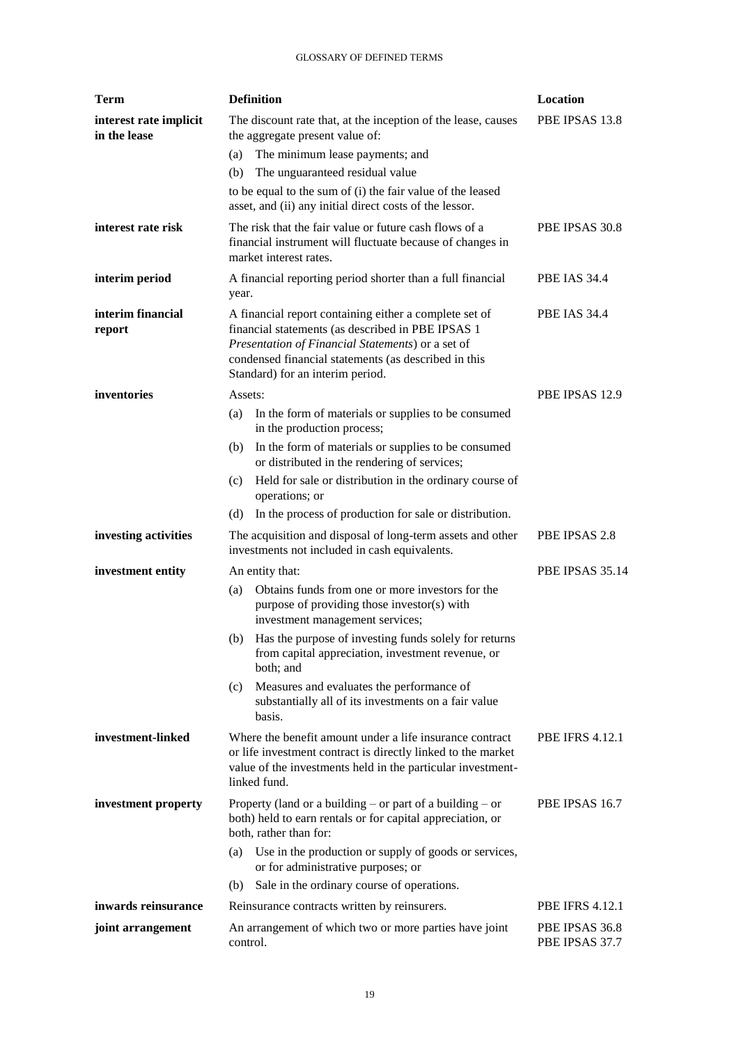| Term | Definition | Location |
|---|---|---|
| **interest rate implicit in the lease** | The discount rate that, at the inception of the lease, causes the aggregate present value of:<br>(a) The minimum lease payments; and<br>(b) The unguaranteed residual value<br>to be equal to the sum of (i) the fair value of the leased asset, and (ii) any initial direct costs of the lessor. | PBE IPSAS 13.8 |
| **interest rate risk** | The risk that the fair value or future cash flows of a financial instrument will fluctuate because of changes in market interest rates. | PBE IPSAS 30.8 |
| **interim period** | A financial reporting period shorter than a full financial year. | PBE IAS 34.4 |
| **interim financial report** | A financial report containing either a complete set of financial statements (as described in PBE IPSAS 1 *Presentation of Financial Statements*) or a set of condensed financial statements (as described in this Standard) for an interim period. | PBE IAS 34.4 |
| **inventories** | Assets:<br>(a) In the form of materials or supplies to be consumed in the production process;<br>(b) In the form of materials or supplies to be consumed or distributed in the rendering of services;<br>(c) Held for sale or distribution in the ordinary course of operations; or<br>(d) In the process of production for sale or distribution. | PBE IPSAS 12.9 |
| **investing activities** | The acquisition and disposal of long-term assets and other investments not included in cash equivalents. | PBE IPSAS 2.8 |
| **investment entity** | An entity that:<br>(a) Obtains funds from one or more investors for the purpose of providing those investor(s) with investment management services;<br>(b) Has the purpose of investing funds solely for returns from capital appreciation, investment revenue, or both; and<br>(c) Measures and evaluates the performance of substantially all of its investments on a fair value basis. | PBE IPSAS 35.14 |
| **investment-linked** | Where the benefit amount under a life insurance contract or life investment contract is directly linked to the market value of the investments held in the particular investment-linked fund. | PBE IFRS 4.12.1 |
| **investment property** | Property (land or a building – or part of a building – or both) held to earn rentals or for capital appreciation, or both, rather than for:<br>(a) Use in the production or supply of goods or services, or for administrative purposes; or<br>(b) Sale in the ordinary course of operations. | PBE IPSAS 16.7 |
| **inwards reinsurance** | Reinsurance contracts written by reinsurers. | PBE IFRS 4.12.1 |
| **joint arrangement** | An arrangement of which two or more parties have joint control. | PBE IPSAS 36.8<br>PBE IPSAS 37.7 |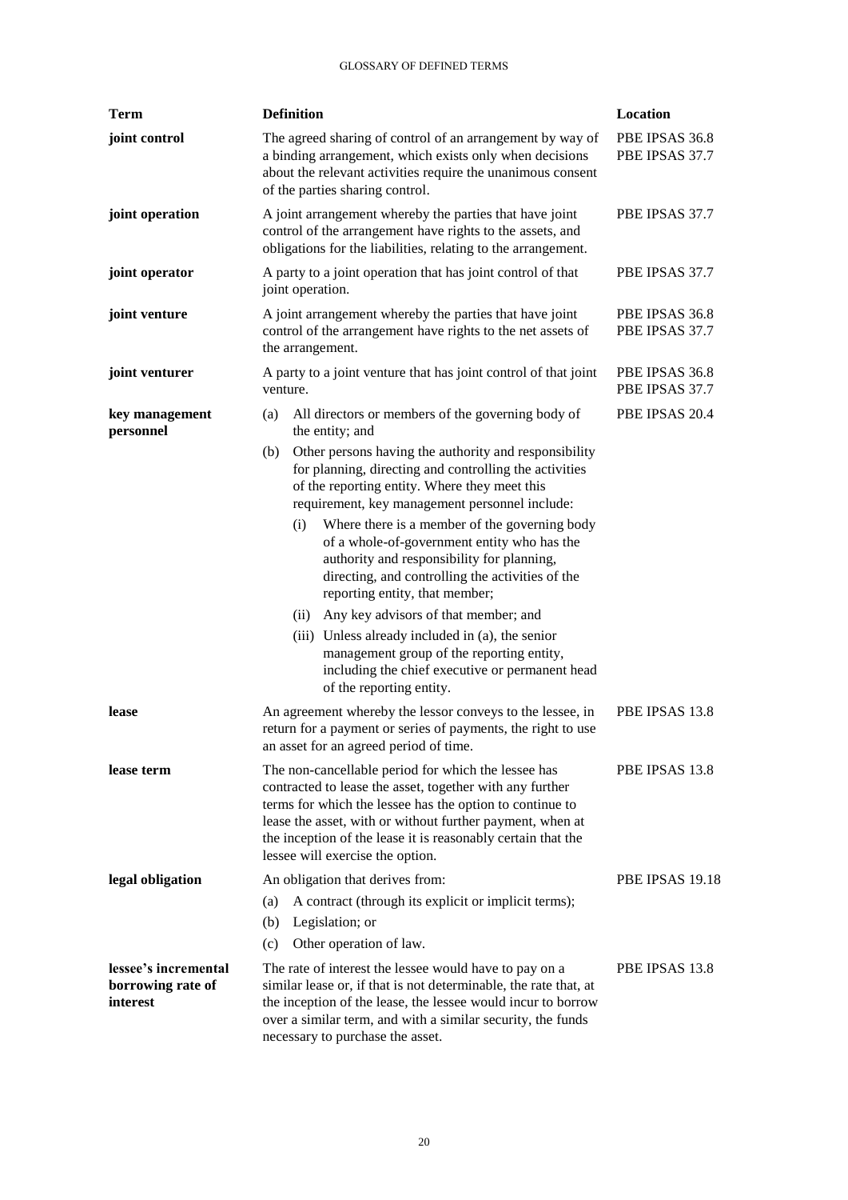| Term | Definition | Location |
|---|---|---|
| **joint control** | The agreed sharing of control of an arrangement by way of a binding arrangement, which exists only when decisions about the relevant activities require the unanimous consent of the parties sharing control. | PBE IPSAS 36.8<br>PBE IPSAS 37.7 |
| **joint operation** | A joint arrangement whereby the parties that have joint control of the arrangement have rights to the assets, and obligations for the liabilities, relating to the arrangement. | PBE IPSAS 37.7 |
| **joint operator** | A party to a joint operation that has joint control of that joint operation. | PBE IPSAS 37.7 |
| **joint venture** | A joint arrangement whereby the parties that have joint control of the arrangement have rights to the net assets of the arrangement. | PBE IPSAS 36.8<br>PBE IPSAS 37.7 |
| **joint venturer** | A party to a joint venture that has joint control of that joint venture. | PBE IPSAS 36.8<br>PBE IPSAS 37.7 |
| **key management personnel** | (a) All directors or members of the governing body of the entity; and<br>(b) Other persons having the authority and responsibility for planning, directing and controlling the activities of the reporting entity. Where they meet this requirement, key management personnel include:<br>(i) Where there is a member of the governing body of a whole-of-government entity who has the authority and responsibility for planning, directing, and controlling the activities of the reporting entity, that member;<br>(ii) Any key advisors of that member; and<br>(iii) Unless already included in (a), the senior management group of the reporting entity, including the chief executive or permanent head of the reporting entity. | PBE IPSAS 20.4 |
| **lease** | An agreement whereby the lessor conveys to the lessee, in return for a payment or series of payments, the right to use an asset for an agreed period of time. | PBE IPSAS 13.8 |
| **lease term** | The non-cancellable period for which the lessee has contracted to lease the asset, together with any further terms for which the lessee has the option to continue to lease the asset, with or without further payment, when at the inception of the lease it is reasonably certain that the lessee will exercise the option. | PBE IPSAS 13.8 |
| **legal obligation** | An obligation that derives from:<br>(a) A contract (through its explicit or implicit terms);<br>(b) Legislation; or<br>(c) Other operation of law. | PBE IPSAS 19.18 |
| **lessee's incremental borrowing rate of interest** | The rate of interest the lessee would have to pay on a similar lease or, if that is not determinable, the rate that, at the inception of the lease, the lessee would incur to borrow over a similar term, and with a similar security, the funds necessary to purchase the asset. | PBE IPSAS 13.8 |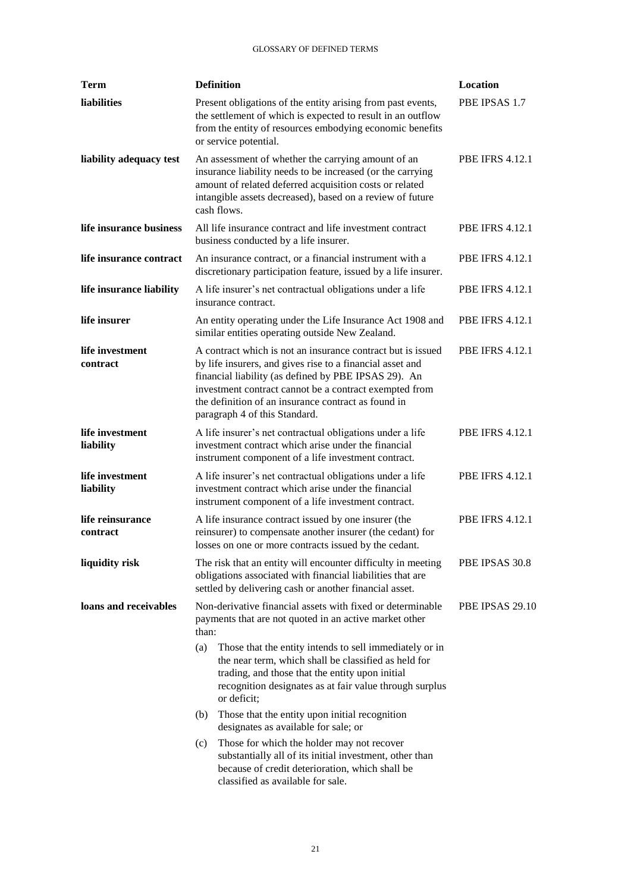| Term | Definition | Location |
|---|---|---|
| **liabilities** | Present obligations of the entity arising from past events, the settlement of which is expected to result in an outflow from the entity of resources embodying economic benefits or service potential. | PBE IPSAS 1.7 |
| **liability adequacy test** | An assessment of whether the carrying amount of an insurance liability needs to be increased (or the carrying amount of related deferred acquisition costs or related intangible assets decreased), based on a review of future cash flows. | PBE IFRS 4.12.1 |
| **life insurance business** | All life insurance contract and life investment contract business conducted by a life insurer. | PBE IFRS 4.12.1 |
| **life insurance contract** | An insurance contract, or a financial instrument with a discretionary participation feature, issued by a life insurer. | PBE IFRS 4.12.1 |
| **life insurance liability** | A life insurer's net contractual obligations under a life insurance contract. | PBE IFRS 4.12.1 |
| **life insurer** | An entity operating under the Life Insurance Act 1908 and similar entities operating outside New Zealand. | PBE IFRS 4.12.1 |
| **life investment contract** | A contract which is not an insurance contract but is issued by life insurers, and gives rise to a financial asset and financial liability (as defined by PBE IPSAS 29). An investment contract cannot be a contract exempted from the definition of an insurance contract as found in paragraph 4 of this Standard. | PBE IFRS 4.12.1 |
| **life investment liability** | A life insurer's net contractual obligations under a life investment contract which arise under the financial instrument component of a life investment contract. | PBE IFRS 4.12.1 |
| **life investment liability** | A life insurer's net contractual obligations under a life investment contract which arise under the financial instrument component of a life investment contract. | PBE IFRS 4.12.1 |
| **life reinsurance contract** | A life insurance contract issued by one insurer (the reinsurer) to compensate another insurer (the cedant) for losses on one or more contracts issued by the cedant. | PBE IFRS 4.12.1 |
| **liquidity risk** | The risk that an entity will encounter difficulty in meeting obligations associated with financial liabilities that are settled by delivering cash or another financial asset. | PBE IPSAS 30.8 |
| **loans and receivables** | Non-derivative financial assets with fixed or determinable payments that are not quoted in an active market other than:<br>(a) Those that the entity intends to sell immediately or in the near term, which shall be classified as held for trading, and those that the entity upon initial recognition designates as at fair value through surplus or deficit;<br>(b) Those that the entity upon initial recognition designates as available for sale; or<br>(c) Those for which the holder may not recover substantially all of its initial investment, other than because of credit deterioration, which shall be classified as available for sale. | PBE IPSAS 29.10 |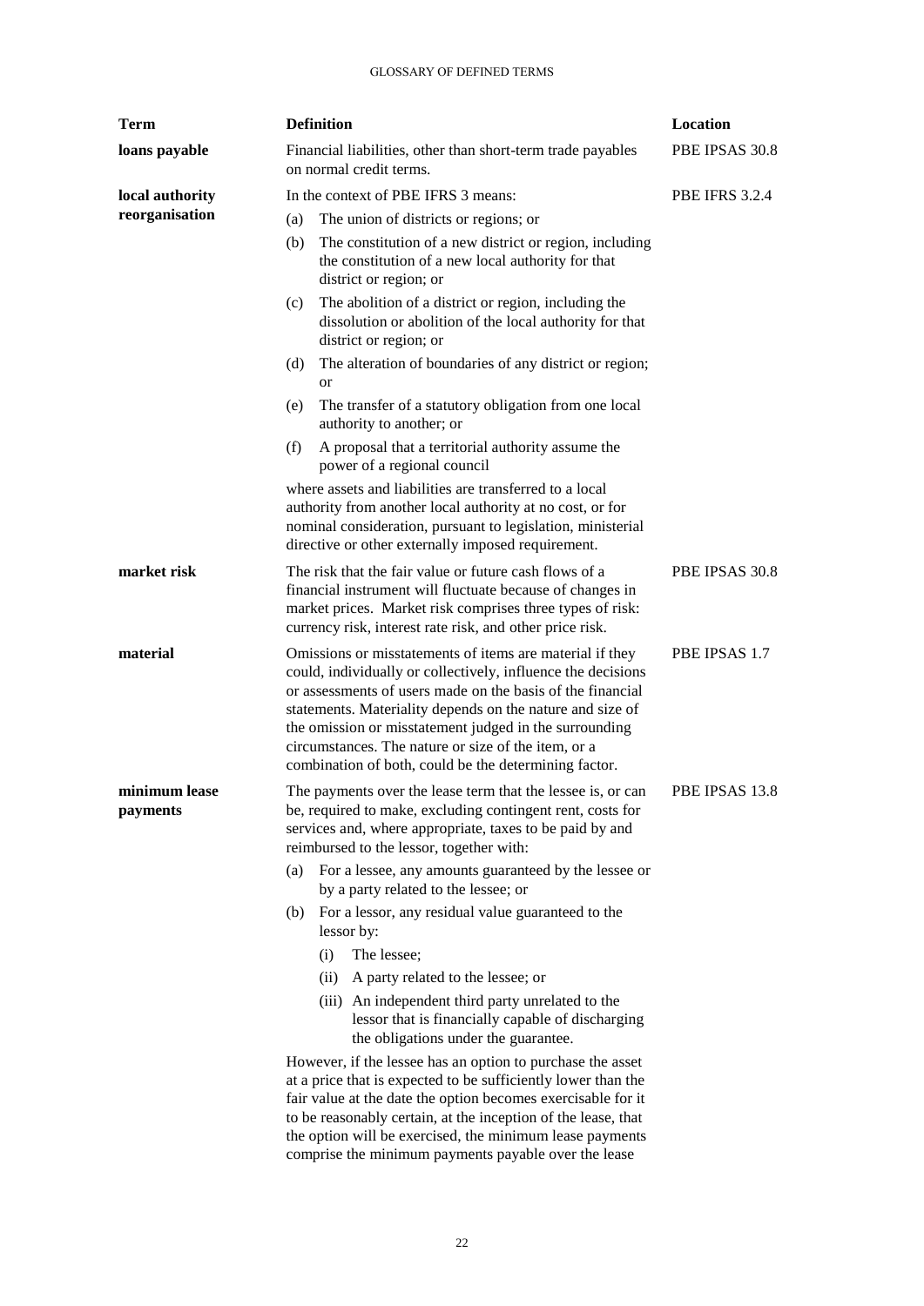| Term | Definition | Location |
|---|---|---|
| **loans payable** | Financial liabilities, other than short-term trade payables on normal credit terms. | PBE IPSAS 30.8 |
| **local authority reorganisation** | In the context of PBE IFRS 3 means:<br>(a) The union of districts or regions; or<br>(b) The constitution of a new district or region, including the constitution of a new local authority for that district or region; or<br>(c) The abolition of a district or region, including the dissolution or abolition of the local authority for that district or region; or<br>(d) The alteration of boundaries of any district or region; or<br>(e) The transfer of a statutory obligation from one local authority to another; or<br>(f) A proposal that a territorial authority assume the power of a regional council<br>where assets and liabilities are transferred to a local authority from another local authority at no cost, or for nominal consideration, pursuant to legislation, ministerial directive or other externally imposed requirement. | PBE IFRS 3.2.4 |
| **market risk** | The risk that the fair value or future cash flows of a financial instrument will fluctuate because of changes in market prices. Market risk comprises three types of risk: currency risk, interest rate risk, and other price risk. | PBE IPSAS 30.8 |
| **material** | Omissions or misstatements of items are material if they could, individually or collectively, influence the decisions or assessments of users made on the basis of the financial statements. Materiality depends on the nature and size of the omission or misstatement judged in the surrounding circumstances. The nature or size of the item, or a combination of both, could be the determining factor. | PBE IPSAS 1.7 |
| **minimum lease payments** | The payments over the lease term that the lessee is, or can be, required to make, excluding contingent rent, costs for services and, where appropriate, taxes to be paid by and reimbursed to the lessor, together with:<br>(a) For a lessee, any amounts guaranteed by the lessee or by a party related to the lessee; or<br>(b) For a lessor, any residual value guaranteed to the lessor by:<br>(i) The lessee;<br>(ii) A party related to the lessee; or<br>(iii) An independent third party unrelated to the lessor that is financially capable of discharging the obligations under the guarantee.<br>However, if the lessee has an option to purchase the asset at a price that is expected to be sufficiently lower than the fair value at the date the option becomes exercisable for it to be reasonably certain, at the inception of the lease, that the option will be exercised, the minimum lease payments comprise the minimum payments payable over the lease | PBE IPSAS 13.8 |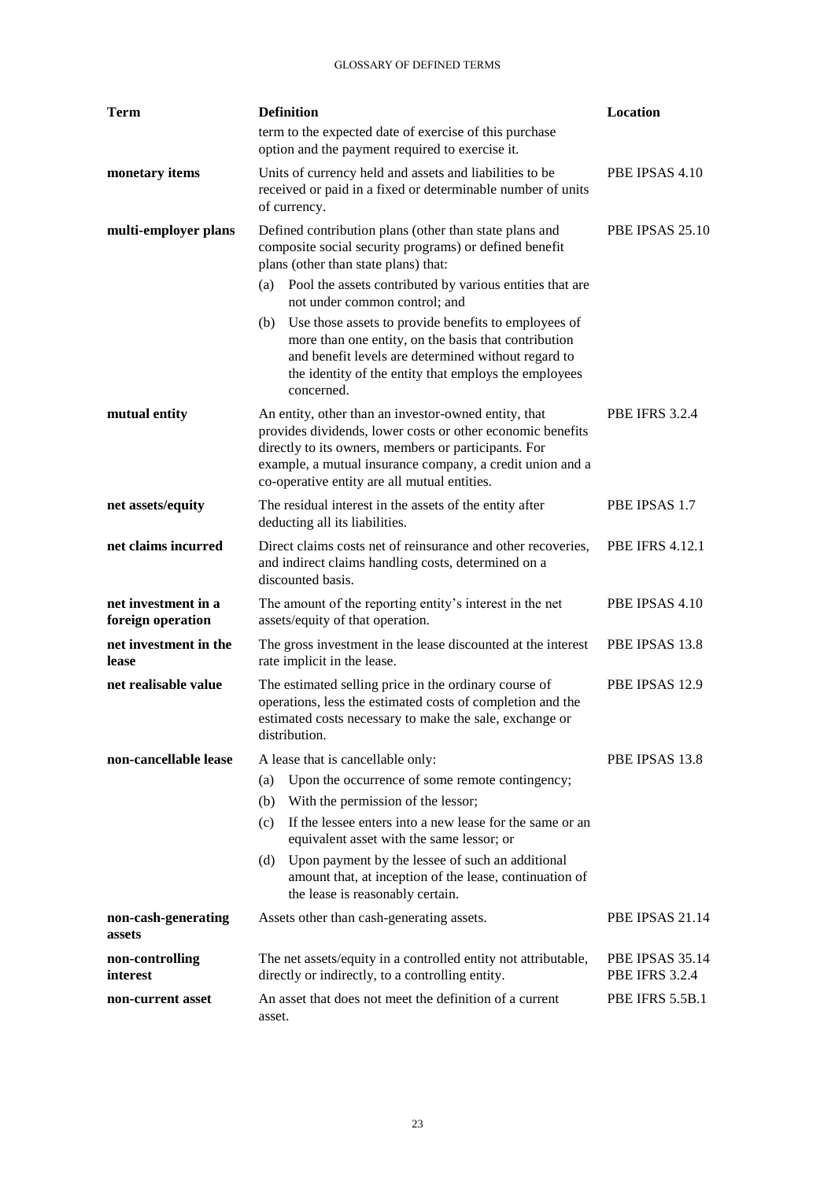| Term | Definition | Location |
| --- | --- | --- |
| | term to the expected date of exercise of this purchase option and the payment required to exercise it. | |
| **monetary items** | Units of currency held and assets and liabilities to be received or paid in a fixed or determinable number of units of currency. | PBE IPSAS 4.10 |
| **multi-employer plans** | Defined contribution plans (other than state plans and composite social security programs) or defined benefit plans (other than state plans) that:<br>(a) Pool the assets contributed by various entities that are not under common control; and<br>(b) Use those assets to provide benefits to employees of more than one entity, on the basis that contribution and benefit levels are determined without regard to the identity of the entity that employs the employees concerned. | PBE IPSAS 25.10 |
| **mutual entity** | An entity, other than an investor-owned entity, that provides dividends, lower costs or other economic benefits directly to its owners, members or participants. For example, a mutual insurance company, a credit union and a co-operative entity are all mutual entities. | PBE IFRS 3.2.4 |
| **net assets/equity** | The residual interest in the assets of the entity after deducting all its liabilities. | PBE IPSAS 1.7 |
| **net claims incurred** | Direct claims costs net of reinsurance and other recoveries, and indirect claims handling costs, determined on a discounted basis. | PBE IFRS 4.12.1 |
| **net investment in a foreign operation** | The amount of the reporting entity's interest in the net assets/equity of that operation. | PBE IPSAS 4.10 |
| **net investment in the lease** | The gross investment in the lease discounted at the interest rate implicit in the lease. | PBE IPSAS 13.8 |
| **net realisable value** | The estimated selling price in the ordinary course of operations, less the estimated costs of completion and the estimated costs necessary to make the sale, exchange or distribution. | PBE IPSAS 12.9 |
| **non-cancellable lease** | A lease that is cancellable only:<br>(a) Upon the occurrence of some remote contingency;<br>(b) With the permission of the lessor;<br>(c) If the lessee enters into a new lease for the same or an equivalent asset with the same lessor; or<br>(d) Upon payment by the lessee of such an additional amount that, at inception of the lease, continuation of the lease is reasonably certain. | PBE IPSAS 13.8 |
| **non-cash-generating assets** | Assets other than cash-generating assets. | PBE IPSAS 21.14 |
| **non-controlling interest** | The net assets/equity in a controlled entity not attributable, directly or indirectly, to a controlling entity. | PBE IPSAS 35.14<br>PBE IFRS 3.2.4 |
| **non-current asset** | An asset that does not meet the definition of a current asset. | PBE IFRS 5.5B.1 |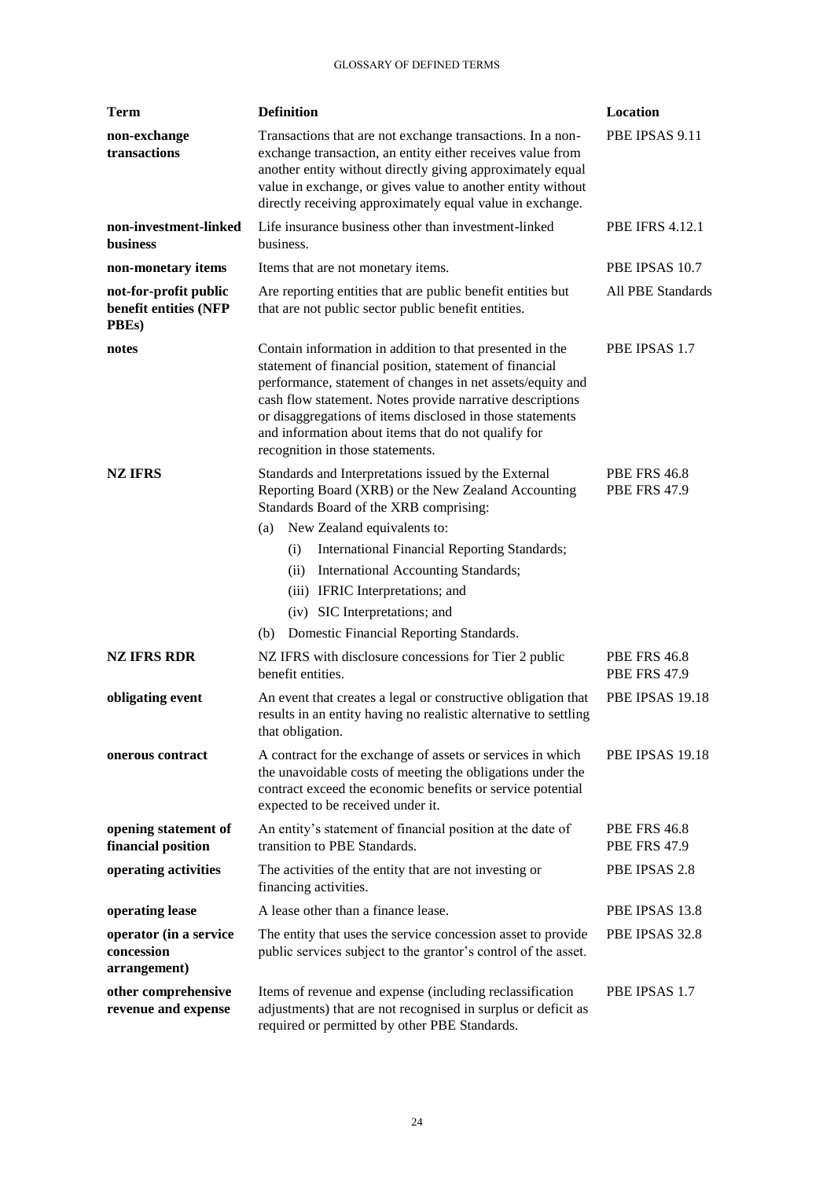| Term | Definition | Location |
|---|---|---|
| **non-exchange transactions** | Transactions that are not exchange transactions. In a non-exchange transaction, an entity either receives value from another entity without directly giving approximately equal value in exchange, or gives value to another entity without directly receiving approximately equal value in exchange. | PBE IPSAS 9.11 |
| **non-investment-linked business** | Life insurance business other than investment-linked business. | PBE IFRS 4.12.1 |
| **non-monetary items** | Items that are not monetary items. | PBE IPSAS 10.7 |
| **not-for-profit public benefit entities (NFP PBEs)** | Are reporting entities that are public benefit entities but that are not public sector public benefit entities. | All PBE Standards |
| **notes** | Contain information in addition to that presented in the statement of financial position, statement of financial performance, statement of changes in net assets/equity and cash flow statement. Notes provide narrative descriptions or disaggregations of items disclosed in those statements and information about items that do not qualify for recognition in those statements. | PBE IPSAS 1.7 |
| **NZ IFRS** | Standards and Interpretations issued by the External Reporting Board (XRB) or the New Zealand Accounting Standards Board of the XRB comprising:<br>(a) New Zealand equivalents to:<br>(i) International Financial Reporting Standards;<br>(ii) International Accounting Standards;<br>(iii) IFRIC Interpretations; and<br>(iv) SIC Interpretations; and<br>(b) Domestic Financial Reporting Standards. | PBE FRS 46.8<br>PBE FRS 47.9 |
| **NZ IFRS RDR** | NZ IFRS with disclosure concessions for Tier 2 public benefit entities. | PBE FRS 46.8<br>PBE FRS 47.9 |
| **obligating event** | An event that creates a legal or constructive obligation that results in an entity having no realistic alternative to settling that obligation. | PBE IPSAS 19.18 |
| **onerous contract** | A contract for the exchange of assets or services in which the unavoidable costs of meeting the obligations under the contract exceed the economic benefits or service potential expected to be received under it. | PBE IPSAS 19.18 |
| **opening statement of financial position** | An entity's statement of financial position at the date of transition to PBE Standards. | PBE FRS 46.8<br>PBE FRS 47.9 |
| **operating activities** | The activities of the entity that are not investing or financing activities. | PBE IPSAS 2.8 |
| **operating lease** | A lease other than a finance lease. | PBE IPSAS 13.8 |
| **operator (in a service concession arrangement)** | The entity that uses the service concession asset to provide public services subject to the grantor's control of the asset. | PBE IPSAS 32.8 |
| **other comprehensive revenue and expense** | Items of revenue and expense (including reclassification adjustments) that are not recognised in surplus or deficit as required or permitted by other PBE Standards. | PBE IPSAS 1.7 |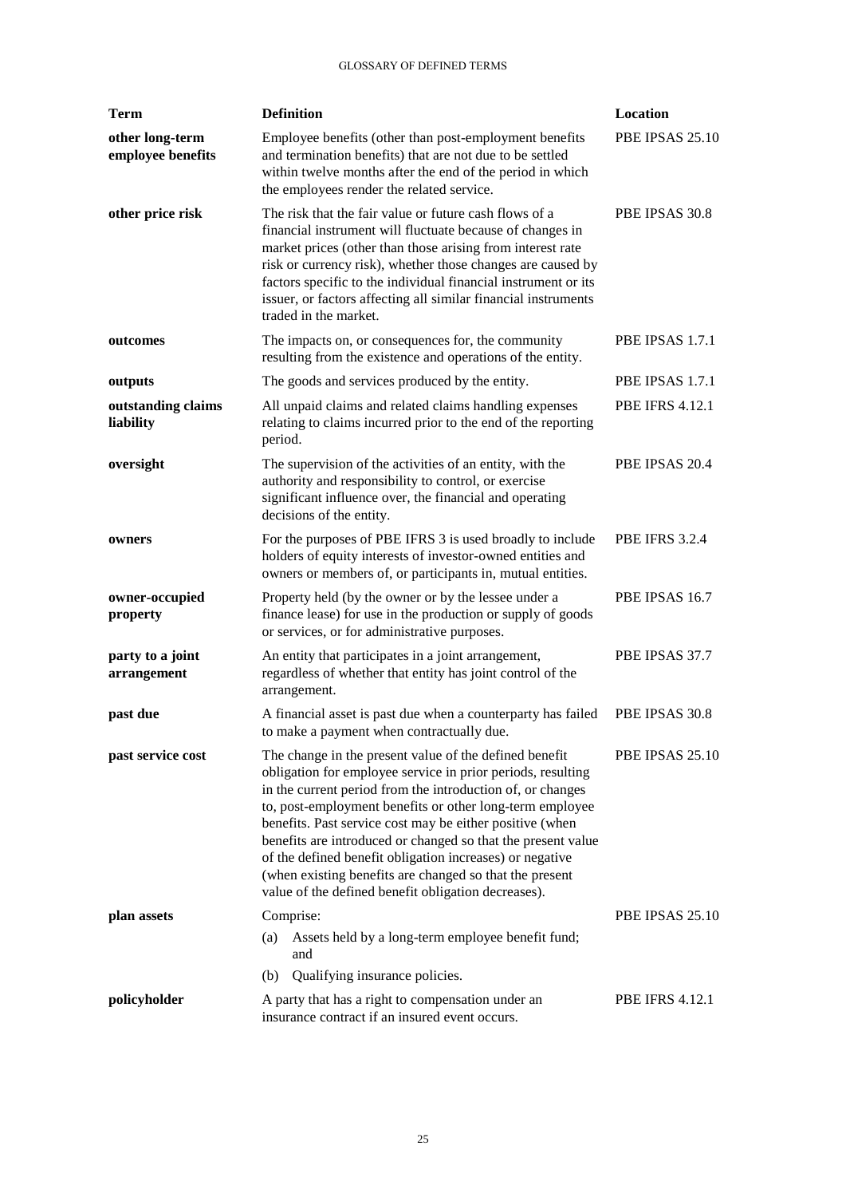| Term | Definition | Location |
| --- | --- | --- |
| **other long-term employee benefits** | Employee benefits (other than post-employment benefits and termination benefits) that are not due to be settled within twelve months after the end of the period in which the employees render the related service. | PBE IPSAS 25.10 |
| **other price risk** | The risk that the fair value or future cash flows of a financial instrument will fluctuate because of changes in market prices (other than those arising from interest rate risk or currency risk), whether those changes are caused by factors specific to the individual financial instrument or its issuer, or factors affecting all similar financial instruments traded in the market. | PBE IPSAS 30.8 |
| **outcomes** | The impacts on, or consequences for, the community resulting from the existence and operations of the entity. | PBE IPSAS 1.7.1 |
| **outputs** | The goods and services produced by the entity. | PBE IPSAS 1.7.1 |
| **outstanding claims liability** | All unpaid claims and related claims handling expenses relating to claims incurred prior to the end of the reporting period. | PBE IFRS 4.12.1 |
| **oversight** | The supervision of the activities of an entity, with the authority and responsibility to control, or exercise significant influence over, the financial and operating decisions of the entity. | PBE IPSAS 20.4 |
| **owners** | For the purposes of PBE IFRS 3 is used broadly to include holders of equity interests of investor-owned entities and owners or members of, or participants in, mutual entities. | PBE IFRS 3.2.4 |
| **owner-occupied property** | Property held (by the owner or by the lessee under a finance lease) for use in the production or supply of goods or services, or for administrative purposes. | PBE IPSAS 16.7 |
| **party to a joint arrangement** | An entity that participates in a joint arrangement, regardless of whether that entity has joint control of the arrangement. | PBE IPSAS 37.7 |
| **past due** | A financial asset is past due when a counterparty has failed to make a payment when contractually due. | PBE IPSAS 30.8 |
| **past service cost** | The change in the present value of the defined benefit obligation for employee service in prior periods, resulting in the current period from the introduction of, or changes to, post-employment benefits or other long-term employee benefits. Past service cost may be either positive (when benefits are introduced or changed so that the present value of the defined benefit obligation increases) or negative (when existing benefits are changed so that the present value of the defined benefit obligation decreases). | PBE IPSAS 25.10 |
| **plan assets** | Comprise:<br>(a) Assets held by a long-term employee benefit fund; and<br>(b) Qualifying insurance policies. | PBE IPSAS 25.10 |
| **policyholder** | A party that has a right to compensation under an insurance contract if an insured event occurs. | PBE IFRS 4.12.1 |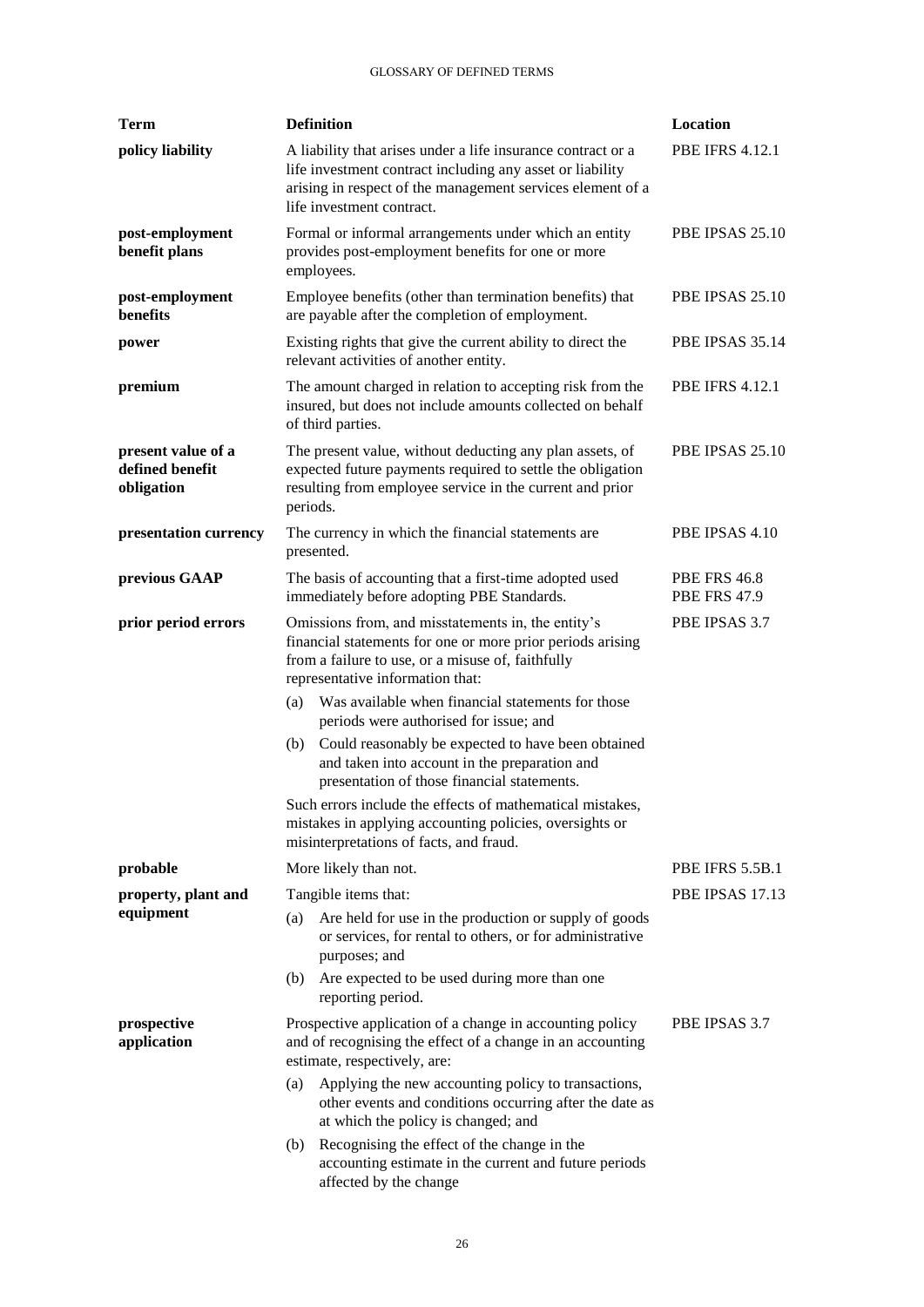| Term | Definition | Location |
|---|---|---|
| **policy liability** | A liability that arises under a life insurance contract or a life investment contract including any asset or liability arising in respect of the management services element of a life investment contract. | PBE IFRS 4.12.1 |
| **post-employment benefit plans** | Formal or informal arrangements under which an entity provides post-employment benefits for one or more employees. | PBE IPSAS 25.10 |
| **post-employment benefits** | Employee benefits (other than termination benefits) that are payable after the completion of employment. | PBE IPSAS 25.10 |
| **power** | Existing rights that give the current ability to direct the relevant activities of another entity. | PBE IPSAS 35.14 |
| **premium** | The amount charged in relation to accepting risk from the insured, but does not include amounts collected on behalf of third parties. | PBE IFRS 4.12.1 |
| **present value of a defined benefit obligation** | The present value, without deducting any plan assets, of expected future payments required to settle the obligation resulting from employee service in the current and prior periods. | PBE IPSAS 25.10 |
| **presentation currency** | The currency in which the financial statements are presented. | PBE IPSAS 4.10 |
| **previous GAAP** | The basis of accounting that a first-time adopted used immediately before adopting PBE Standards. | PBE FRS 46.8<br>PBE FRS 47.9 |
| **prior period errors** | Omissions from, and misstatements in, the entity's financial statements for one or more prior periods arising from a failure to use, or a misuse of, faithfully representative information that:<br>(a) Was available when financial statements for those periods were authorised for issue; and<br>(b) Could reasonably be expected to have been obtained and taken into account in the preparation and presentation of those financial statements.<br>Such errors include the effects of mathematical mistakes, mistakes in applying accounting policies, oversights or misinterpretations of facts, and fraud. | PBE IPSAS 3.7 |
| **probable** | More likely than not. | PBE IFRS 5.5B.1 |
| **property, plant and equipment** | Tangible items that:<br>(a) Are held for use in the production or supply of goods or services, for rental to others, or for administrative purposes; and<br>(b) Are expected to be used during more than one reporting period. | PBE IPSAS 17.13 |
| **prospective application** | Prospective application of a change in accounting policy and of recognising the effect of a change in an accounting estimate, respectively, are:<br>(a) Applying the new accounting policy to transactions, other events and conditions occurring after the date as at which the policy is changed; and<br>(b) Recognising the effect of the change in the accounting estimate in the current and future periods affected by the change | PBE IPSAS 3.7 |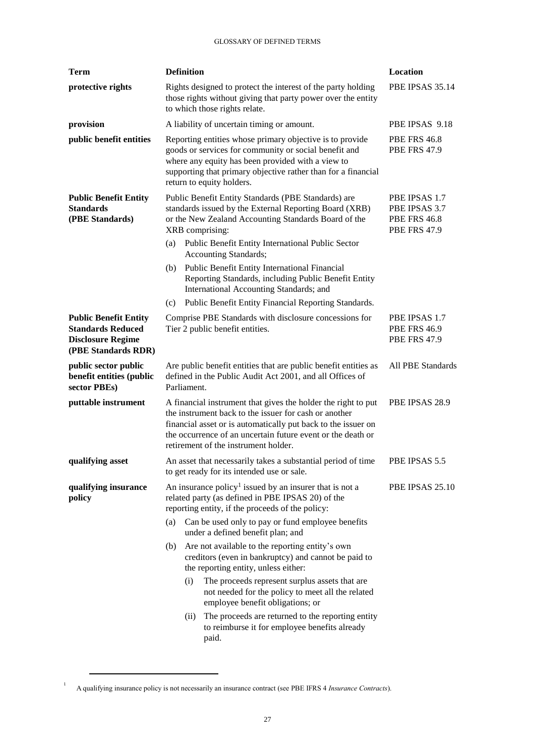| Term | Definition | Location |
|---|---|---|
| **protective rights** | Rights designed to protect the interest of the party holding those rights without giving that party power over the entity to which those rights relate. | PBE IPSAS 35.14 |
| **provision** | A liability of uncertain timing or amount. | PBE IPSAS 9.18 |
| **public benefit entities** | Reporting entities whose primary objective is to provide goods or services for community or social benefit and where any equity has been provided with a view to supporting that primary objective rather than for a financial return to equity holders. | PBE FRS 46.8<br>PBE FRS 47.9 |
| **Public Benefit Entity Standards (PBE Standards)** | Public Benefit Entity Standards (PBE Standards) are standards issued by the External Reporting Board (XRB) or the New Zealand Accounting Standards Board of the XRB comprising:<br>(a) Public Benefit Entity International Public Sector Accounting Standards;<br>(b) Public Benefit Entity International Financial Reporting Standards, including Public Benefit Entity International Accounting Standards; and<br>(c) Public Benefit Entity Financial Reporting Standards. | PBE IPSAS 1.7<br>PBE IPSAS 3.7<br>PBE FRS 46.8<br>PBE FRS 47.9 |
| **Public Benefit Entity Standards Reduced Disclosure Regime (PBE Standards RDR)** | Comprise PBE Standards with disclosure concessions for Tier 2 public benefit entities. | PBE IPSAS 1.7<br>PBE FRS 46.9<br>PBE FRS 47.9 |
| **public sector public benefit entities (public sector PBEs)** | Are public benefit entities that are public benefit entities as defined in the Public Audit Act 2001, and all Offices of Parliament. | All PBE Standards |
| **puttable instrument** | A financial instrument that gives the holder the right to put the instrument back to the issuer for cash or another financial asset or is automatically put back to the issuer on the occurrence of an uncertain future event or the death or retirement of the instrument holder. | PBE IPSAS 28.9 |
| **qualifying asset** | An asset that necessarily takes a substantial period of time to get ready for its intended use or sale. | PBE IPSAS 5.5 |
| **qualifying insurance policy** | An insurance policy[1] issued by an insurer that is not a related party (as defined in PBE IPSAS 20) of the reporting entity, if the proceeds of the policy:<br>(a) Can be used only to pay or fund employee benefits under a defined benefit plan; and<br>(b) Are not available to the reporting entity's own creditors (even in bankruptcy) and cannot be paid to the reporting entity, unless either:<br>(i) The proceeds represent surplus assets that are not needed for the policy to meet all the related employee benefit obligations; or<br>(ii) The proceeds are returned to the reporting entity to reimburse it for employee benefits already paid. | PBE IPSAS 25.10 |

[1] A qualifying insurance policy is not necessarily an insurance contract (see PBE IFRS 4 *Insurance Contracts*).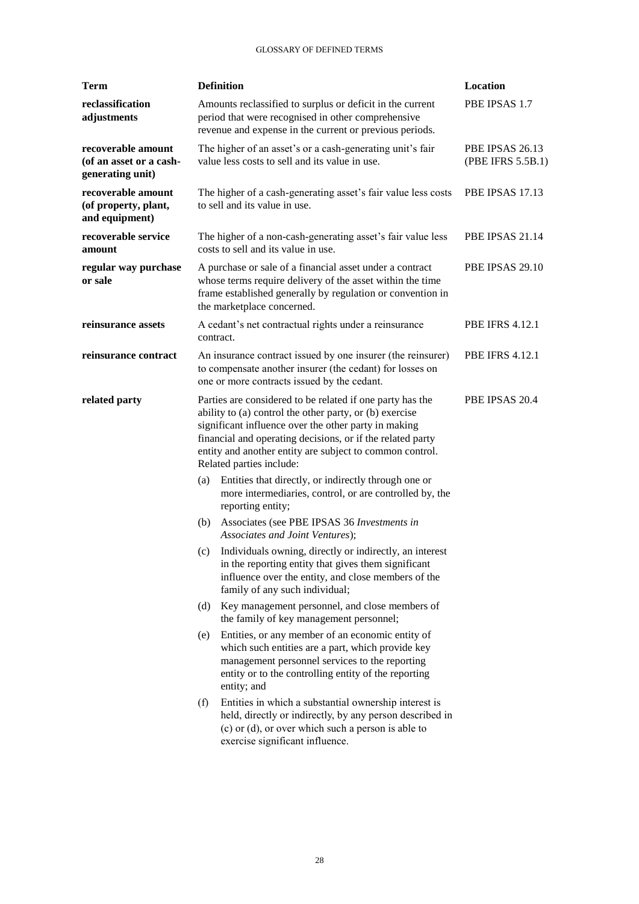| Term | Definition | Location |
|---|---|---|
| **reclassification adjustments** | Amounts reclassified to surplus or deficit in the current period that were recognised in other comprehensive revenue and expense in the current or previous periods. | PBE IPSAS 1.7 |
| **recoverable amount (of an asset or a cash-generating unit)** | The higher of an asset's or a cash-generating unit's fair value less costs to sell and its value in use. | PBE IPSAS 26.13 (PBE IFRS 5.5B.1) |
| **recoverable amount (of property, plant, and equipment)** | The higher of a cash-generating asset's fair value less costs to sell and its value in use. | PBE IPSAS 17.13 |
| **recoverable service amount** | The higher of a non-cash-generating asset's fair value less costs to sell and its value in use. | PBE IPSAS 21.14 |
| **regular way purchase or sale** | A purchase or sale of a financial asset under a contract whose terms require delivery of the asset within the time frame established generally by regulation or convention in the marketplace concerned. | PBE IPSAS 29.10 |
| **reinsurance assets** | A cedant's net contractual rights under a reinsurance contract. | PBE IFRS 4.12.1 |
| **reinsurance contract** | An insurance contract issued by one insurer (the reinsurer) to compensate another insurer (the cedant) for losses on one or more contracts issued by the cedant. | PBE IFRS 4.12.1 |
| **related party** | Parties are considered to be related if one party has the ability to (a) control the other party, or (b) exercise significant influence over the other party in making financial and operating decisions, or if the related party entity and another entity are subject to common control. Related parties include:<br>(a) Entities that directly, or indirectly through one or more intermediaries, control, or are controlled by, the reporting entity;<br>(b) Associates (see PBE IPSAS 36 *Investments in Associates and Joint Ventures*);<br>(c) Individuals owning, directly or indirectly, an interest in the reporting entity that gives them significant influence over the entity, and close members of the family of any such individual;<br>(d) Key management personnel, and close members of the family of key management personnel;<br>(e) Entities, or any member of an economic entity of which such entities are a part, which provide key management personnel services to the reporting entity or to the controlling entity of the reporting entity; and<br>(f) Entities in which a substantial ownership interest is held, directly or indirectly, by any person described in (c) or (d), or over which such a person is able to exercise significant influence. | PBE IPSAS 20.4 |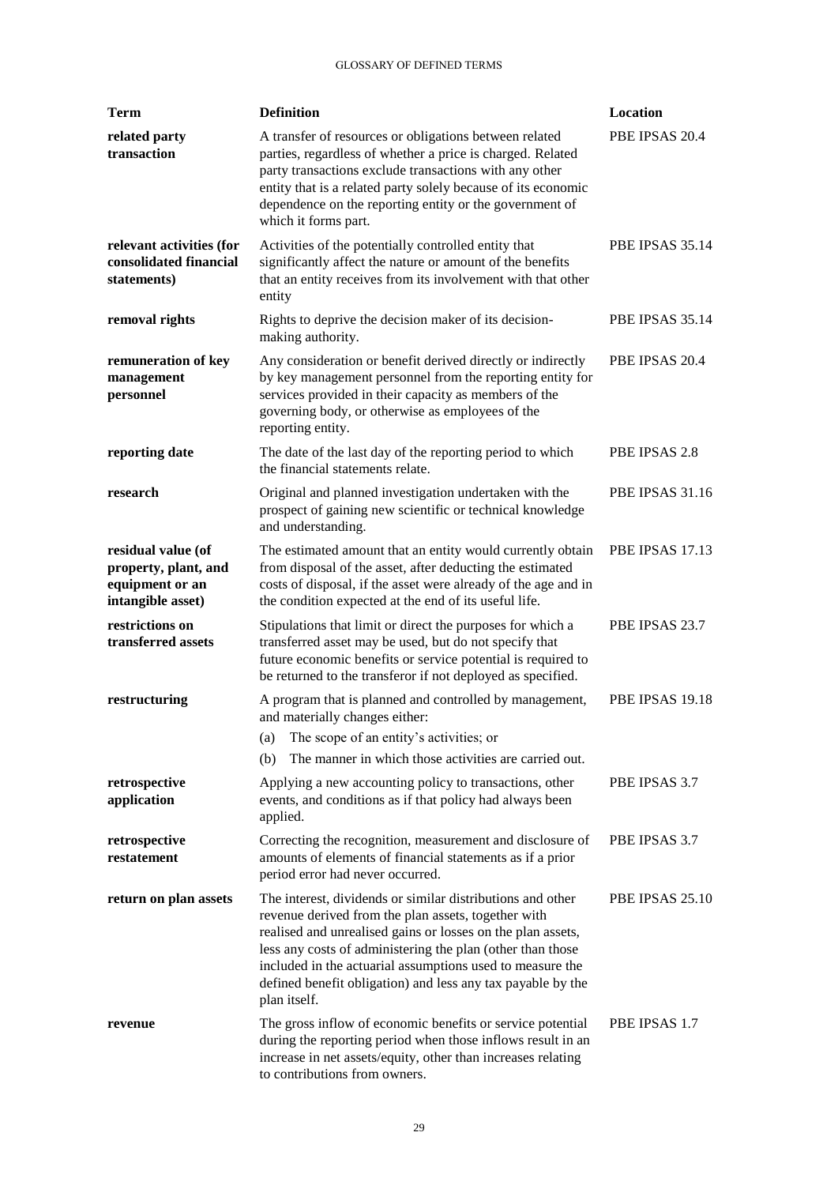| Term | Definition | Location |
| --- | --- | --- |
| **related party transaction** | A transfer of resources or obligations between related parties, regardless of whether a price is charged. Related party transactions exclude transactions with any other entity that is a related party solely because of its economic dependence on the reporting entity or the government of which it forms part. | PBE IPSAS 20.4 |
| **relevant activities (for consolidated financial statements)** | Activities of the potentially controlled entity that significantly affect the nature or amount of the benefits that an entity receives from its involvement with that other entity | PBE IPSAS 35.14 |
| **removal rights** | Rights to deprive the decision maker of its decision-making authority. | PBE IPSAS 35.14 |
| **remuneration of key management personnel** | Any consideration or benefit derived directly or indirectly by key management personnel from the reporting entity for services provided in their capacity as members of the governing body, or otherwise as employees of the reporting entity. | PBE IPSAS 20.4 |
| **reporting date** | The date of the last day of the reporting period to which the financial statements relate. | PBE IPSAS 2.8 |
| **research** | Original and planned investigation undertaken with the prospect of gaining new scientific or technical knowledge and understanding. | PBE IPSAS 31.16 |
| **residual value (of property, plant, and equipment or an intangible asset)** | The estimated amount that an entity would currently obtain from disposal of the asset, after deducting the estimated costs of disposal, if the asset were already of the age and in the condition expected at the end of its useful life. | PBE IPSAS 17.13 |
| **restrictions on transferred assets** | Stipulations that limit or direct the purposes for which a transferred asset may be used, but do not specify that future economic benefits or service potential is required to be returned to the transferor if not deployed as specified. | PBE IPSAS 23.7 |
| **restructuring** | A program that is planned and controlled by management, and materially changes either:<br>(a) The scope of an entity's activities; or<br>(b) The manner in which those activities are carried out. | PBE IPSAS 19.18 |
| **retrospective application** | Applying a new accounting policy to transactions, other events, and conditions as if that policy had always been applied. | PBE IPSAS 3.7 |
| **retrospective restatement** | Correcting the recognition, measurement and disclosure of amounts of elements of financial statements as if a prior period error had never occurred. | PBE IPSAS 3.7 |
| **return on plan assets** | The interest, dividends or similar distributions and other revenue derived from the plan assets, together with realised and unrealised gains or losses on the plan assets, less any costs of administering the plan (other than those included in the actuarial assumptions used to measure the defined benefit obligation) and less any tax payable by the plan itself. | PBE IPSAS 25.10 |
| **revenue** | The gross inflow of economic benefits or service potential during the reporting period when those inflows result in an increase in net assets/equity, other than increases relating to contributions from owners. | PBE IPSAS 1.7 |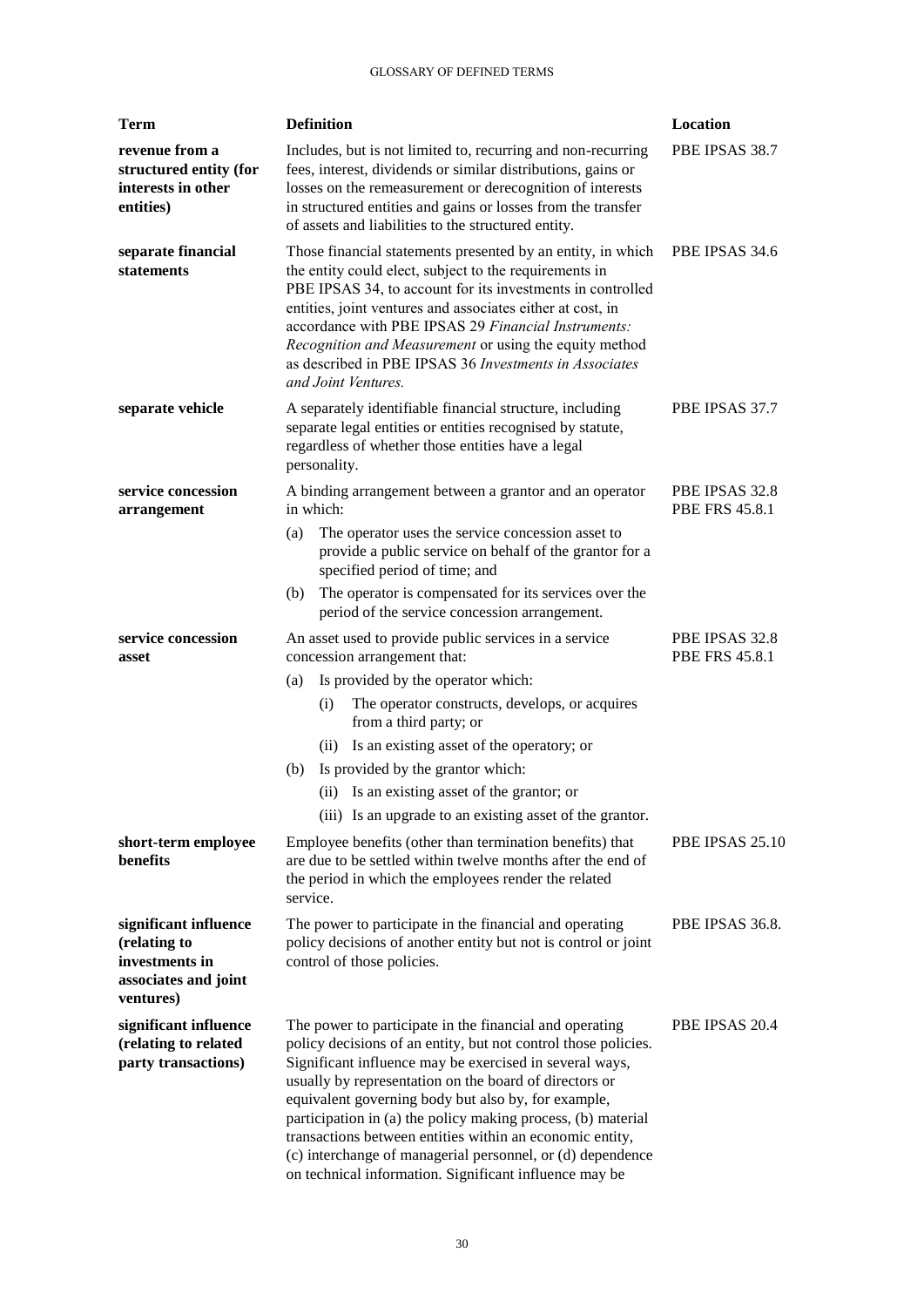| Term | Definition | Location |
|---|---|---|
| **revenue from a structured entity (for interests in other entities)** | Includes, but is not limited to, recurring and non-recurring fees, interest, dividends or similar distributions, gains or losses on the remeasurement or derecognition of interests in structured entities and gains or losses from the transfer of assets and liabilities to the structured entity. | PBE IPSAS 38.7 |
| **separate financial statements** | Those financial statements presented by an entity, in which the entity could elect, subject to the requirements in PBE IPSAS 34, to account for its investments in controlled entities, joint ventures and associates either at cost, in accordance with PBE IPSAS 29 *Financial Instruments: Recognition and Measurement* or using the equity method as described in PBE IPSAS 36 *Investments in Associates and Joint Ventures.* | PBE IPSAS 34.6 |
| **separate vehicle** | A separately identifiable financial structure, including separate legal entities or entities recognised by statute, regardless of whether those entities have a legal personality. | PBE IPSAS 37.7 |
| **service concession arrangement** | A binding arrangement between a grantor and an operator in which:<br>(a) The operator uses the service concession asset to provide a public service on behalf of the grantor for a specified period of time; and<br>(b) The operator is compensated for its services over the period of the service concession arrangement. | PBE IPSAS 32.8<br>PBE FRS 45.8.1 |
| **service concession asset** | An asset used to provide public services in a service concession arrangement that:<br>(a) Is provided by the operator which:<br>(i) The operator constructs, develops, or acquires from a third party; or<br>(ii) Is an existing asset of the operatory; or<br>(b) Is provided by the grantor which:<br>(ii) Is an existing asset of the grantor; or<br>(iii) Is an upgrade to an existing asset of the grantor. | PBE IPSAS 32.8<br>PBE FRS 45.8.1 |
| **short-term employee benefits** | Employee benefits (other than termination benefits) that are due to be settled within twelve months after the end of the period in which the employees render the related service. | PBE IPSAS 25.10 |
| **significant influence (relating to investments in associates and joint ventures)** | The power to participate in the financial and operating policy decisions of another entity but not is control or joint control of those policies. | PBE IPSAS 36.8. |
| **significant influence (relating to related party transactions)** | The power to participate in the financial and operating policy decisions of an entity, but not control those policies. Significant influence may be exercised in several ways, usually by representation on the board of directors or equivalent governing body but also by, for example, participation in (a) the policy making process, (b) material transactions between entities within an economic entity, (c) interchange of managerial personnel, or (d) dependence on technical information. Significant influence may be | PBE IPSAS 20.4 |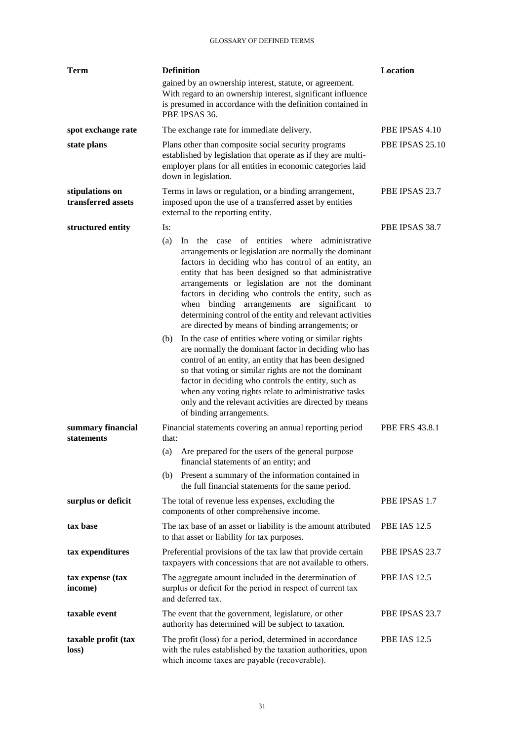| Term | Definition | Location |
|---|---|---|
| | gained by an ownership interest, statute, or agreement. With regard to an ownership interest, significant influence is presumed in accordance with the definition contained in PBE IPSAS 36. | |
| **spot exchange rate** | The exchange rate for immediate delivery. | PBE IPSAS 4.10 |
| **state plans** | Plans other than composite social security programs established by legislation that operate as if they are multi-employer plans for all entities in economic categories laid down in legislation. | PBE IPSAS 25.10 |
| **stipulations on transferred assets** | Terms in laws or regulation, or a binding arrangement, imposed upon the use of a transferred asset by entities external to the reporting entity. | PBE IPSAS 23.7 |
| **structured entity** | Is:<br>(a) In the case of entities where administrative arrangements or legislation are normally the dominant factors in deciding who has control of an entity, an entity that has been designed so that administrative arrangements or legislation are not the dominant factors in deciding who controls the entity, such as when binding arrangements are significant to determining control of the entity and relevant activities are directed by means of binding arrangements; or<br>(b) In the case of entities where voting or similar rights are normally the dominant factor in deciding who has control of an entity, an entity that has been designed so that voting or similar rights are not the dominant factor in deciding who controls the entity, such as when any voting rights relate to administrative tasks only and the relevant activities are directed by means of binding arrangements. | PBE IPSAS 38.7 |
| **summary financial statements** | Financial statements covering an annual reporting period that:<br>(a) Are prepared for the users of the general purpose financial statements of an entity; and<br>(b) Present a summary of the information contained in the full financial statements for the same period. | PBE FRS 43.8.1 |
| **surplus or deficit** | The total of revenue less expenses, excluding the components of other comprehensive income. | PBE IPSAS 1.7 |
| **tax base** | The tax base of an asset or liability is the amount attributed to that asset or liability for tax purposes. | PBE IAS 12.5 |
| **tax expenditures** | Preferential provisions of the tax law that provide certain taxpayers with concessions that are not available to others. | PBE IPSAS 23.7 |
| **tax expense (tax income)** | The aggregate amount included in the determination of surplus or deficit for the period in respect of current tax and deferred tax. | PBE IAS 12.5 |
| **taxable event** | The event that the government, legislature, or other authority has determined will be subject to taxation. | PBE IPSAS 23.7 |
| **taxable profit (tax loss)** | The profit (loss) for a period, determined in accordance with the rules established by the taxation authorities, upon which income taxes are payable (recoverable). | PBE IAS 12.5 |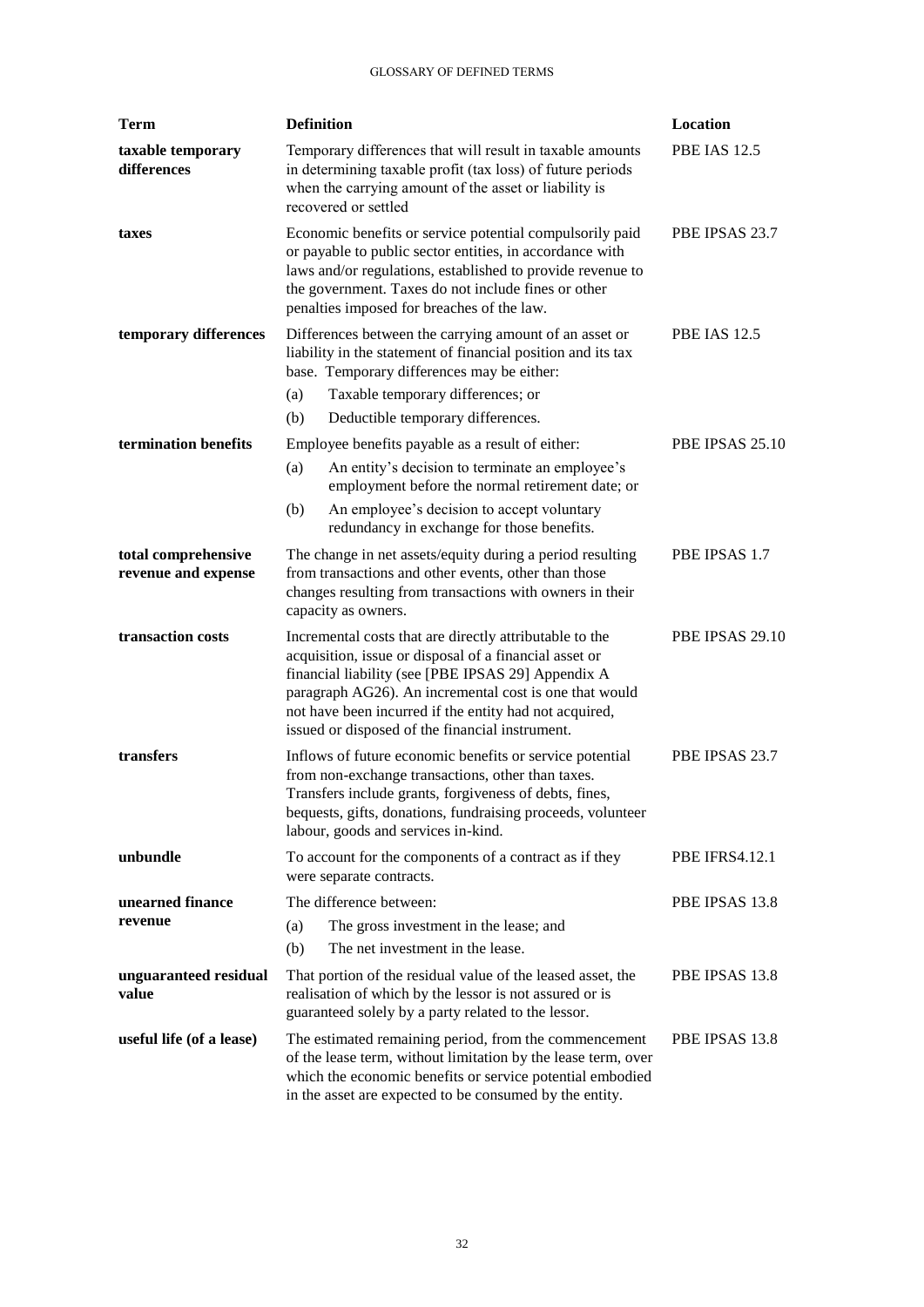| Term | Definition | Location |
|---|---|---|
| **taxable temporary differences** | Temporary differences that will result in taxable amounts in determining taxable profit (tax loss) of future periods when the carrying amount of the asset or liability is recovered or settled | PBE IAS 12.5 |
| **taxes** | Economic benefits or service potential compulsorily paid or payable to public sector entities, in accordance with laws and/or regulations, established to provide revenue to the government. Taxes do not include fines or other penalties imposed for breaches of the law. | PBE IPSAS 23.7 |
| **temporary differences** | Differences between the carrying amount of an asset or liability in the statement of financial position and its tax base. Temporary differences may be either:<br>(a) Taxable temporary differences; or<br>(b) Deductible temporary differences. | PBE IAS 12.5 |
| **termination benefits** | Employee benefits payable as a result of either:<br>(a) An entity's decision to terminate an employee's employment before the normal retirement date; or<br>(b) An employee's decision to accept voluntary redundancy in exchange for those benefits. | PBE IPSAS 25.10 |
| **total comprehensive revenue and expense** | The change in net assets/equity during a period resulting from transactions and other events, other than those changes resulting from transactions with owners in their capacity as owners. | PBE IPSAS 1.7 |
| **transaction costs** | Incremental costs that are directly attributable to the acquisition, issue or disposal of a financial asset or financial liability (see [PBE IPSAS 29] Appendix A paragraph AG26). An incremental cost is one that would not have been incurred if the entity had not acquired, issued or disposed of the financial instrument. | PBE IPSAS 29.10 |
| **transfers** | Inflows of future economic benefits or service potential from non-exchange transactions, other than taxes. Transfers include grants, forgiveness of debts, fines, bequests, gifts, donations, fundraising proceeds, volunteer labour, goods and services in-kind. | PBE IPSAS 23.7 |
| **unbundle** | To account for the components of a contract as if they were separate contracts. | PBE IFRS4.12.1 |
| **unearned finance revenue** | The difference between:<br>(a) The gross investment in the lease; and<br>(b) The net investment in the lease. | PBE IPSAS 13.8 |
| **unguaranteed residual value** | That portion of the residual value of the leased asset, the realisation of which by the lessor is not assured or is guaranteed solely by a party related to the lessor. | PBE IPSAS 13.8 |
| **useful life (of a lease)** | The estimated remaining period, from the commencement of the lease term, without limitation by the lease term, over which the economic benefits or service potential embodied in the asset are expected to be consumed by the entity. | PBE IPSAS 13.8 |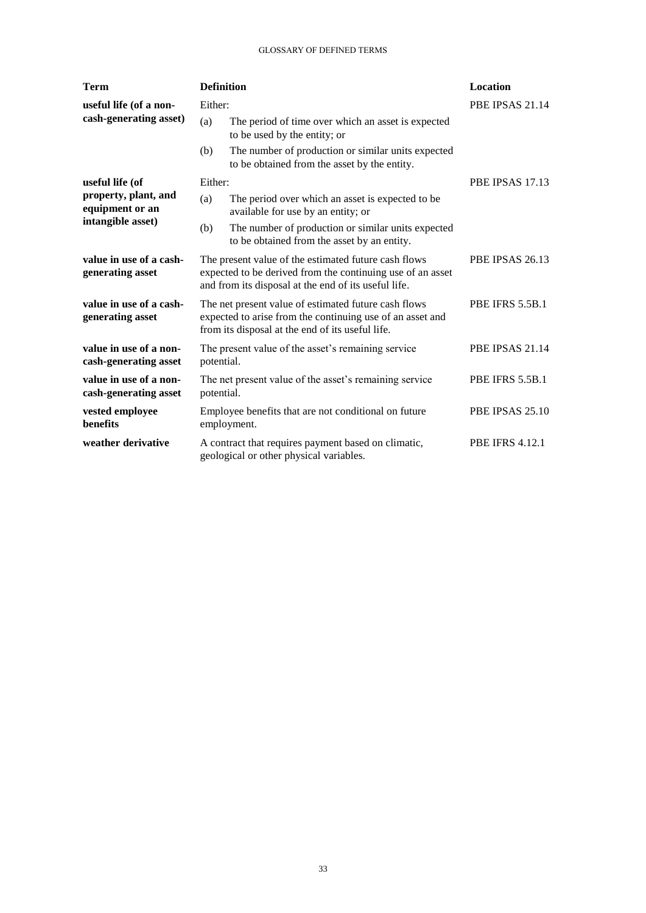| Term | Definition | Location |
|---|---|---|
| **useful life (of a non-cash-generating asset)** | Either:<br>(a) The period of time over which an asset is expected to be used by the entity; or<br>(b) The number of production or similar units expected to be obtained from the asset by the entity. | PBE IPSAS 21.14 |
| **useful life (of property, plant, and equipment or an intangible asset)** | Either:<br>(a) The period over which an asset is expected to be available for use by an entity; or<br>(b) The number of production or similar units expected to be obtained from the asset by an entity. | PBE IPSAS 17.13 |
| **value in use of a cash-generating asset** | The present value of the estimated future cash flows expected to be derived from the continuing use of an asset and from its disposal at the end of its useful life. | PBE IPSAS 26.13 |
| **value in use of a cash-generating asset** | The net present value of estimated future cash flows expected to arise from the continuing use of an asset and from its disposal at the end of its useful life. | PBE IFRS 5.5B.1 |
| **value in use of a non-cash-generating asset** | The present value of the asset's remaining service potential. | PBE IPSAS 21.14 |
| **value in use of a non-cash-generating asset** | The net present value of the asset's remaining service potential. | PBE IFRS 5.5B.1 |
| **vested employee benefits** | Employee benefits that are not conditional on future employment. | PBE IPSAS 25.10 |
| **weather derivative** | A contract that requires payment based on climatic, geological or other physical variables. | PBE IFRS 4.12.1 |